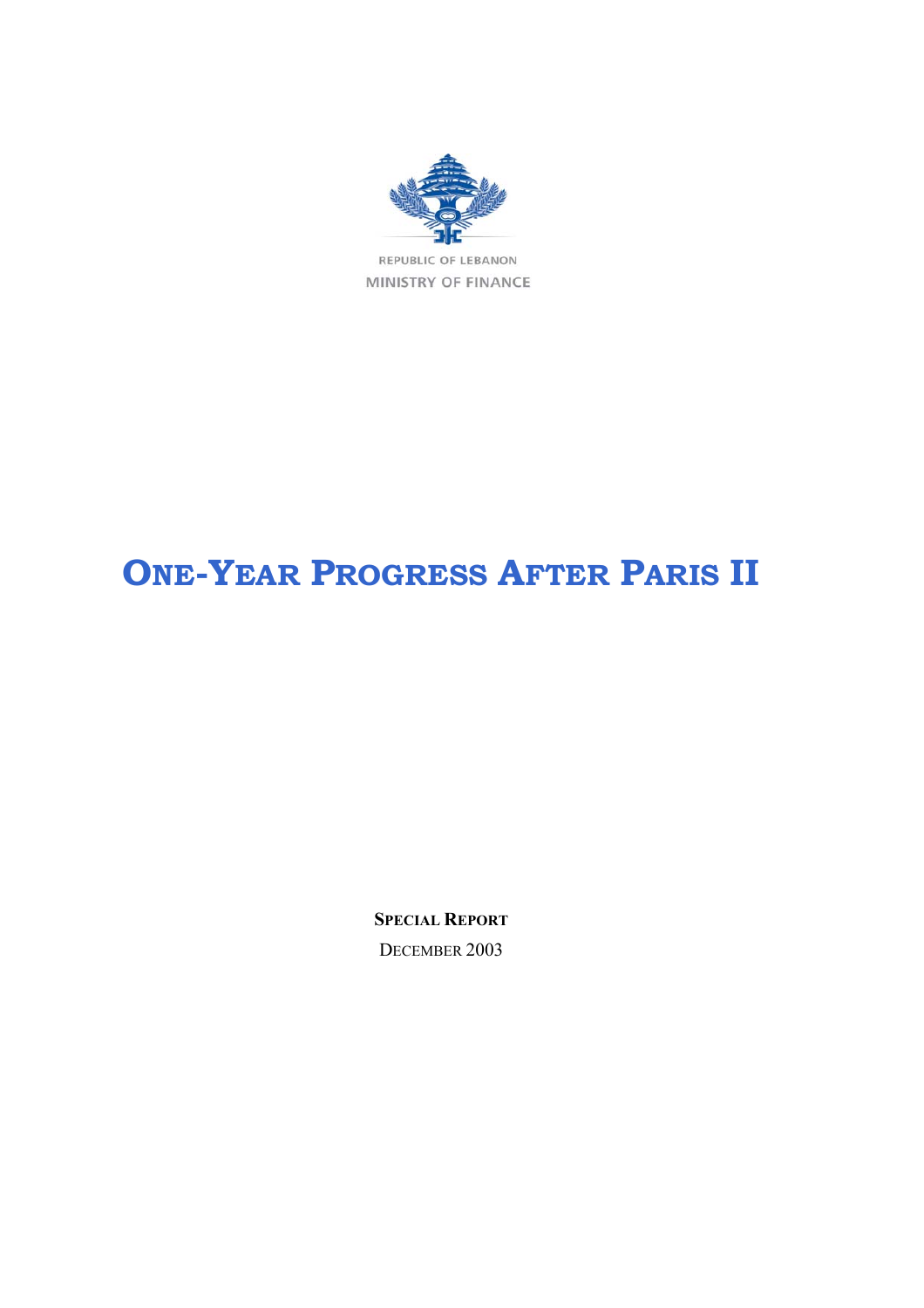REPUBLIC OF LEBANON

MINISTRY OF FINANCE

# ONE-YEAR PROGRESS AFTER PARIS II

**SPECIAL REPORT**

DECEMBER 2003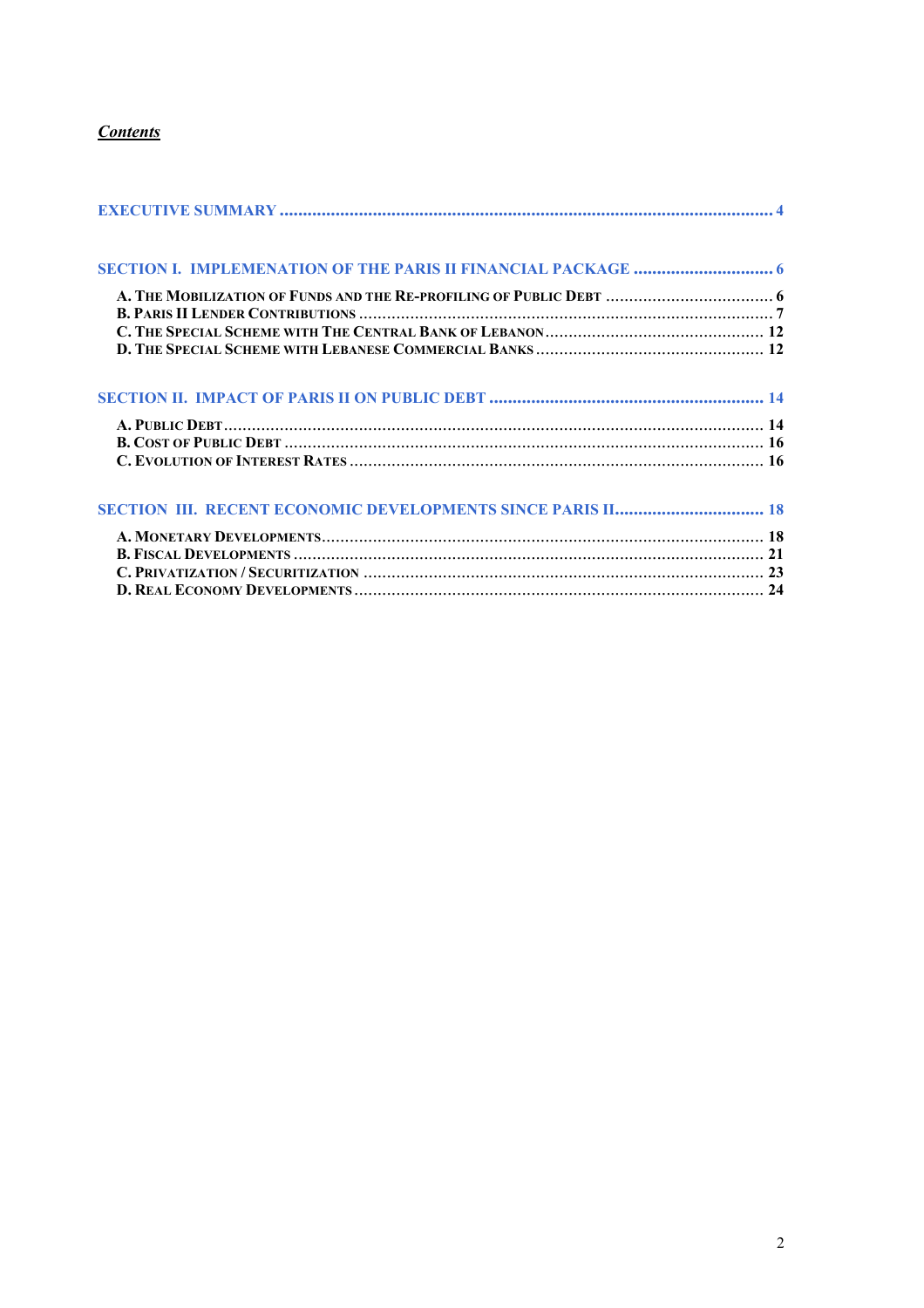***Contents***

[EXECUTIVE SUMMARY ........................................................................................................... 4](#)

[SECTION I. IMPLEMENATION OF THE PARIS II FINANCIAL PACKAGE ............................... 6](#)

**A. THE MOBILIZATION OF FUNDS AND THE RE-PROFILING OF PUBLIC DEBT .................................... 6**
**B. PARIS II LENDER CONTRIBUTIONS ......................................................................................... 7**
**C. THE SPECIAL SCHEME WITH THE CENTRAL BANK OF LEBANON ............................................... 12**
**D. THE SPECIAL SCHEME WITH LEBANESE COMMERCIAL BANKS ................................................. 12**

[SECTION II. IMPACT OF PARIS II ON PUBLIC DEBT ............................................................. 14](#)

**A. PUBLIC DEBT ...................................................................................................................... 14**
**B. COST OF PUBLIC DEBT ........................................................................................................ 16**
**C. EVOLUTION OF INTEREST RATES ........................................................................................... 16**

[SECTION III. RECENT ECONOMIC DEVELOPMENTS SINCE PARIS II................................ 18](#)

**A. MONETARY DEVELOPMENTS............................................................................................... 18**
**B. FISCAL DEVELOPMENTS ..................................................................................................... 21**
**C. PRIVATIZATION / SECURITIZATION ...................................................................................... 23**
**D. REAL ECONOMY DEVELOPMENTS......................................................................................... 24**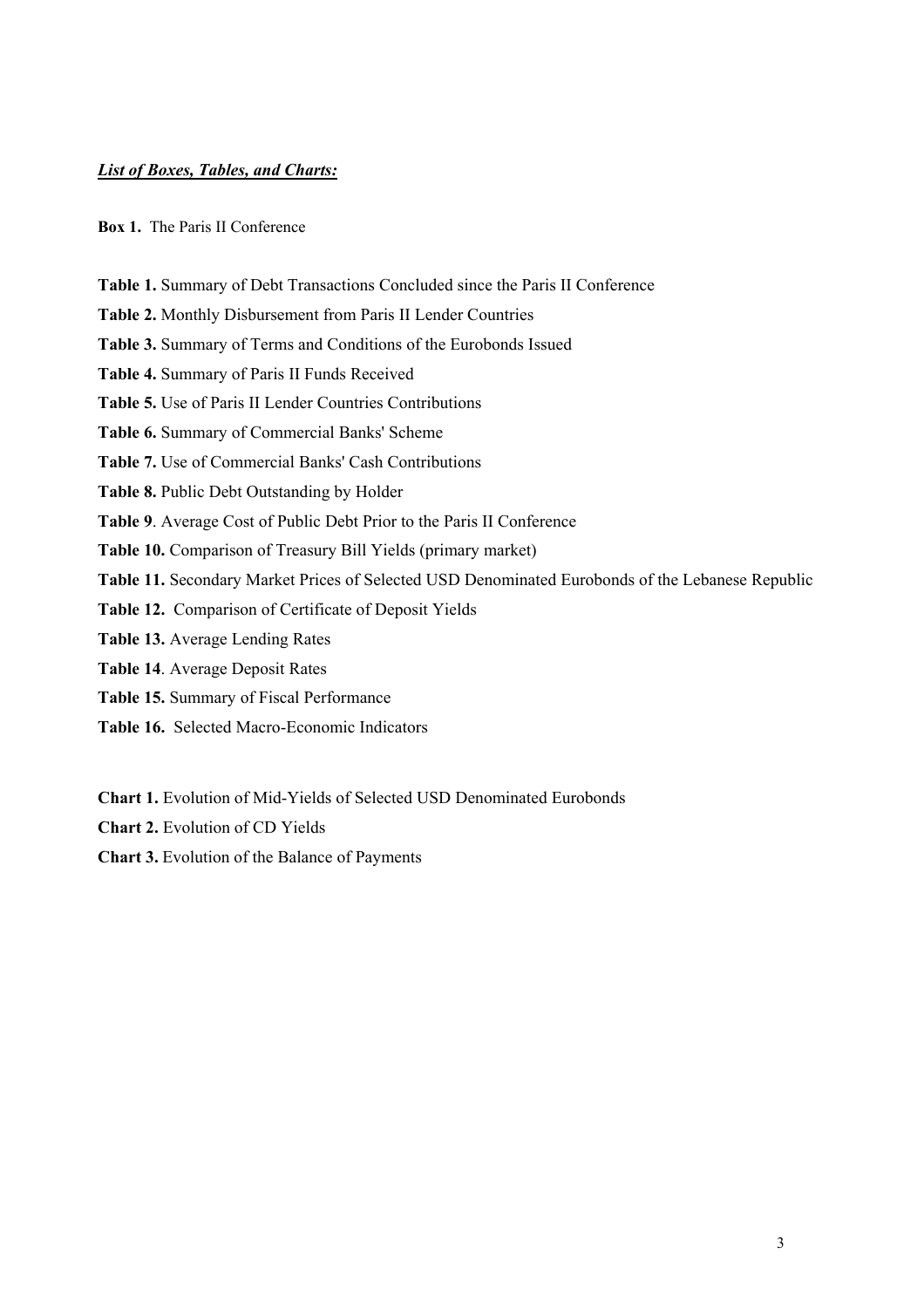***List of Boxes, Tables, and Charts:***

**Box 1.** The Paris II Conference

**Table 1.** Summary of Debt Transactions Concluded since the Paris II Conference

**Table 2.** Monthly Disbursement from Paris II Lender Countries

**Table 3.** Summary of Terms and Conditions of the Eurobonds Issued

**Table 4.** Summary of Paris II Funds Received

**Table 5.** Use of Paris II Lender Countries Contributions

**Table 6.** Summary of Commercial Banks' Scheme

**Table 7.** Use of Commercial Banks' Cash Contributions

**Table 8.** Public Debt Outstanding by Holder

**Table 9**. Average Cost of Public Debt Prior to the Paris II Conference

**Table 10.** Comparison of Treasury Bill Yields (primary market)

**Table 11.** Secondary Market Prices of Selected USD Denominated Eurobonds of the Lebanese Republic

**Table 12.** Comparison of Certificate of Deposit Yields

**Table 13.** Average Lending Rates

**Table 14**. Average Deposit Rates

**Table 15.** Summary of Fiscal Performance

**Table 16.** Selected Macro-Economic Indicators

**Chart 1.** Evolution of Mid-Yields of Selected USD Denominated Eurobonds

**Chart 2.** Evolution of CD Yields

**Chart 3.** Evolution of the Balance of Payments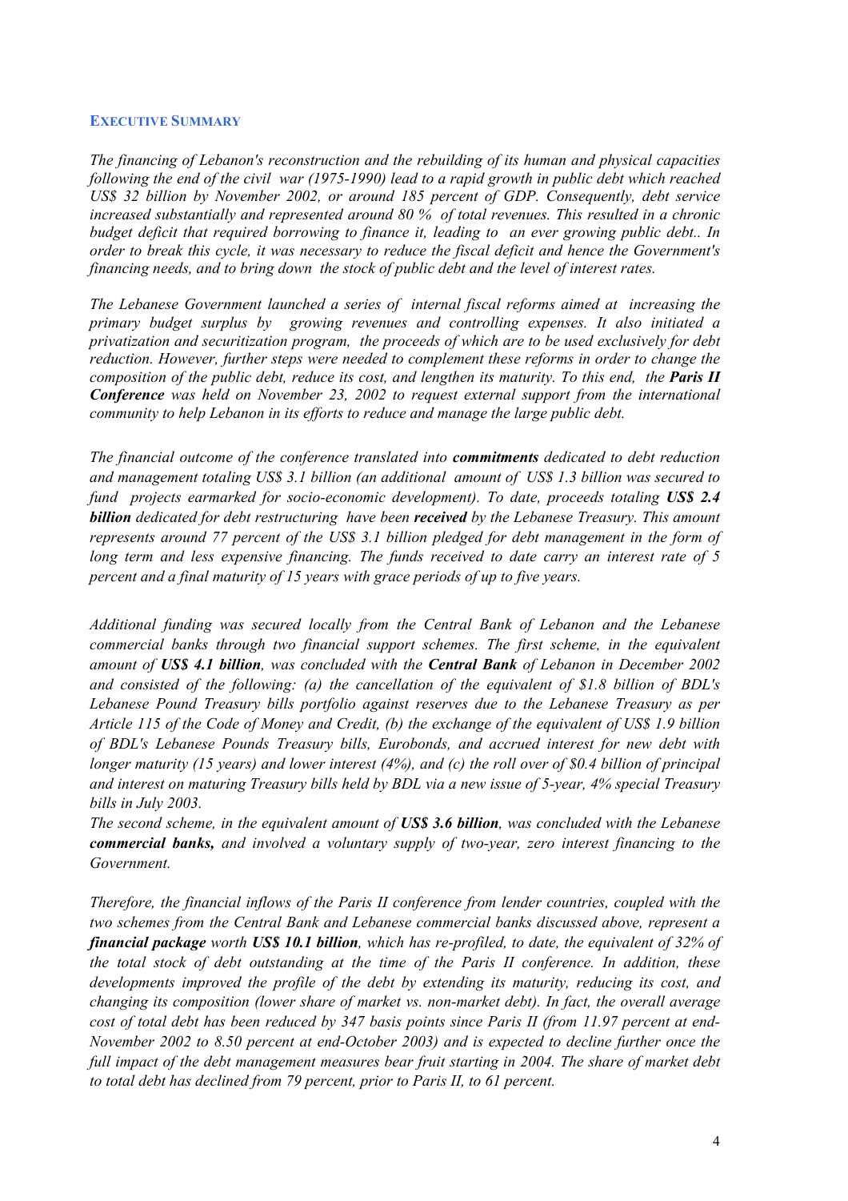## EXECUTIVE SUMMARY

*The financing of Lebanon's reconstruction and the rebuilding of its human and physical capacities following the end of the civil war (1975-1990) lead to a rapid growth in public debt which reached US$ 32 billion by November 2002, or around 185 percent of GDP. Consequently, debt service increased substantially and represented around 80 % of total revenues. This resulted in a chronic budget deficit that required borrowing to finance it, leading to an ever growing public debt.. In order to break this cycle, it was necessary to reduce the fiscal deficit and hence the Government's financing needs, and to bring down the stock of public debt and the level of interest rates.*

*The Lebanese Government launched a series of internal fiscal reforms aimed at increasing the primary budget surplus by growing revenues and controlling expenses. It also initiated a privatization and securitization program, the proceeds of which are to be used exclusively for debt reduction. However, further steps were needed to complement these reforms in order to change the composition of the public debt, reduce its cost, and lengthen its maturity. To this end, the* ***Paris II Conference*** *was held on November 23, 2002 to request external support from the international community to help Lebanon in its efforts to reduce and manage the large public debt.*

*The financial outcome of the conference translated into* ***commitments*** *dedicated to debt reduction and management totaling US$ 3.1 billion (an additional amount of US$ 1.3 billion was secured to fund projects earmarked for socio-economic development). To date, proceeds totaling* ***US$ 2.4 billion*** *dedicated for debt restructuring have been* ***received*** *by the Lebanese Treasury. This amount represents around 77 percent of the US$ 3.1 billion pledged for debt management in the form of long term and less expensive financing. The funds received to date carry an interest rate of 5 percent and a final maturity of 15 years with grace periods of up to five years.*

*Additional funding was secured locally from the Central Bank of Lebanon and the Lebanese commercial banks through two financial support schemes. The first scheme, in the equivalent amount of* ***US$ 4.1 billion****, was concluded with the* ***Central Bank*** *of Lebanon in December 2002 and consisted of the following: (a) the cancellation of the equivalent of $1.8 billion of BDL's Lebanese Pound Treasury bills portfolio against reserves due to the Lebanese Treasury as per Article 115 of the Code of Money and Credit, (b) the exchange of the equivalent of US$ 1.9 billion of BDL's Lebanese Pounds Treasury bills, Eurobonds, and accrued interest for new debt with longer maturity (15 years) and lower interest (4%), and (c) the roll over of $0.4 billion of principal and interest on maturing Treasury bills held by BDL via a new issue of 5-year, 4% special Treasury bills in July 2003.*

*The second scheme, in the equivalent amount of* ***US$ 3.6 billion****, was concluded with the Lebanese* ***commercial banks,*** *and involved a voluntary supply of two-year, zero interest financing to the Government.*

*Therefore, the financial inflows of the Paris II conference from lender countries, coupled with the two schemes from the Central Bank and Lebanese commercial banks discussed above, represent a* ***financial package*** *worth* ***US$ 10.1 billion****, which has re-profiled, to date, the equivalent of 32% of the total stock of debt outstanding at the time of the Paris II conference. In addition, these developments improved the profile of the debt by extending its maturity, reducing its cost, and changing its composition (lower share of market vs. non-market debt). In fact, the overall average cost of total debt has been reduced by 347 basis points since Paris II (from 11.97 percent at end-November 2002 to 8.50 percent at end-October 2003) and is expected to decline further once the full impact of the debt management measures bear fruit starting in 2004. The share of market debt to total debt has declined from 79 percent, prior to Paris II, to 61 percent.*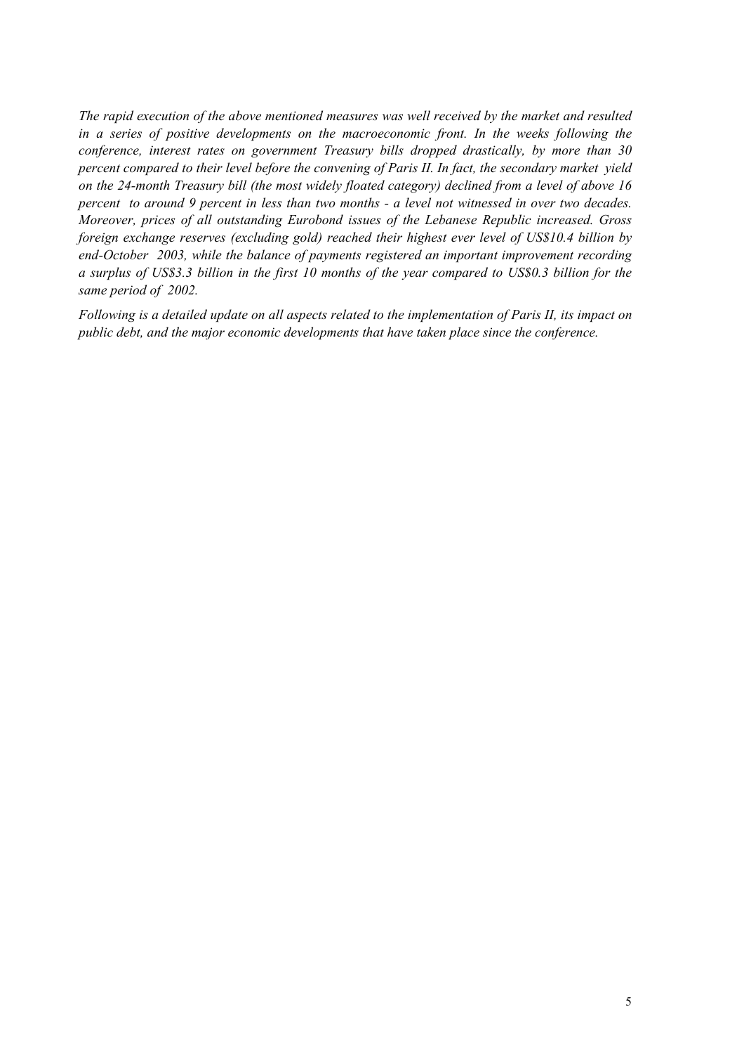*The rapid execution of the above mentioned measures was well received by the market and resulted in a series of positive developments on the macroeconomic front. In the weeks following the conference, interest rates on government Treasury bills dropped drastically, by more than 30 percent compared to their level before the convening of Paris II. In fact, the secondary market yield on the 24-month Treasury bill (the most widely floated category) declined from a level of above 16 percent to around 9 percent in less than two months - a level not witnessed in over two decades. Moreover, prices of all outstanding Eurobond issues of the Lebanese Republic increased. Gross foreign exchange reserves (excluding gold) reached their highest ever level of US$10.4 billion by end-October 2003, while the balance of payments registered an important improvement recording a surplus of US$3.3 billion in the first 10 months of the year compared to US$0.3 billion for the same period of 2002.*

*Following is a detailed update on all aspects related to the implementation of Paris II, its impact on public debt, and the major economic developments that have taken place since the conference.*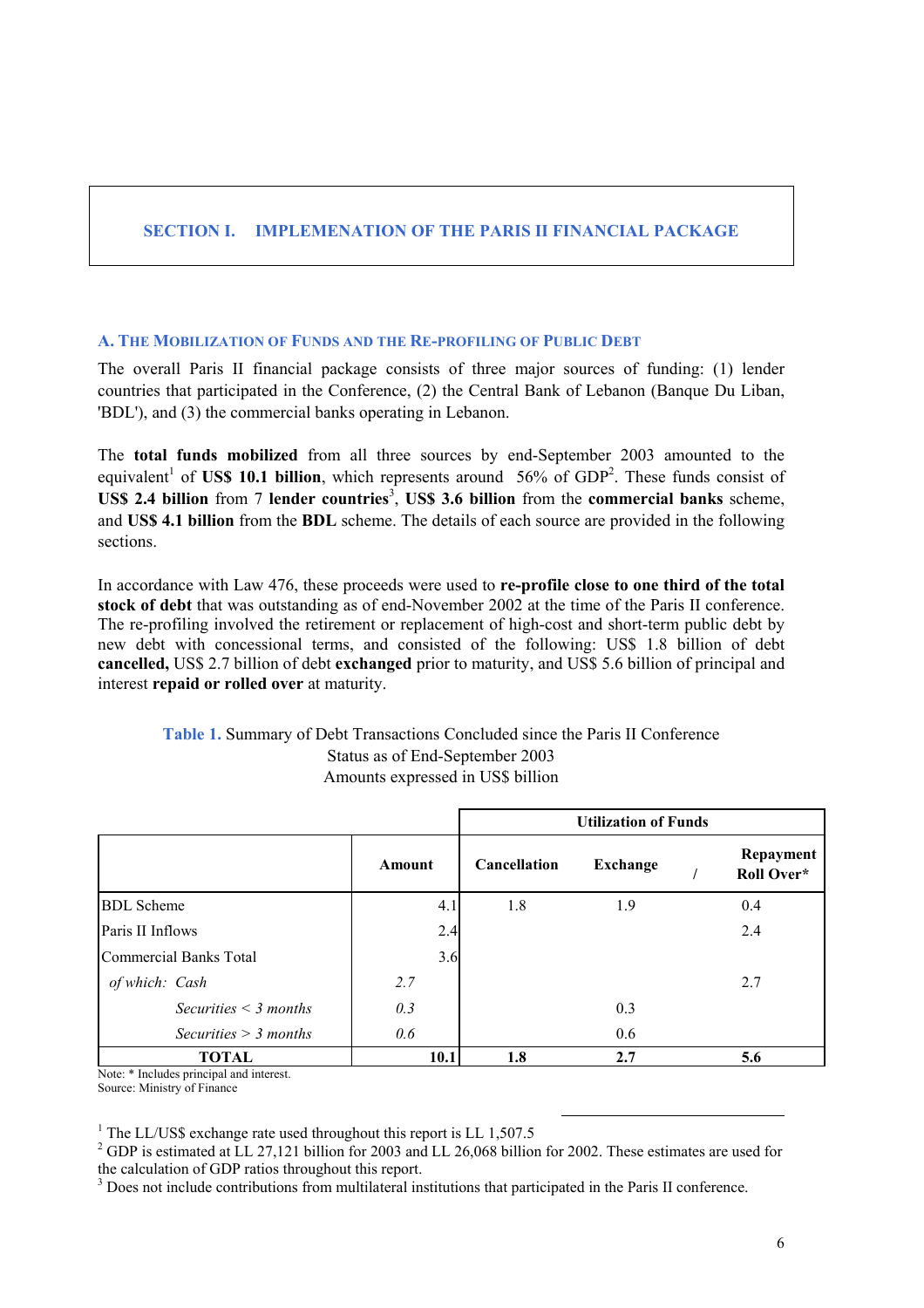# SECTION I. IMPLEMENATION OF THE PARIS II FINANCIAL PACKAGE

## A. The Mobilization of Funds and the Re-profiling of Public Debt

The overall Paris II financial package consists of three major sources of funding: (1) lender countries that participated in the Conference, (2) the Central Bank of Lebanon (Banque Du Liban, 'BDL'), and (3) the commercial banks operating in Lebanon.

The **total funds mobilized** from all three sources by end-September 2003 amounted to the equivalent[1] of **US$ 10.1 billion**, which represents around 56% of GDP[2]. These funds consist of **US$ 2.4 billion** from 7 **lender countries**[3], **US$ 3.6 billion** from the **commercial banks** scheme, and **US$ 4.1 billion** from the **BDL** scheme. The details of each source are provided in the following sections.

In accordance with Law 476, these proceeds were used to **re-profile close to one third of the total stock of debt** that was outstanding as of end-November 2002 at the time of the Paris II conference. The re-profiling involved the retirement or replacement of high-cost and short-term public debt by new debt with concessional terms, and consisted of the following: US$ 1.8 billion of debt **cancelled,** US$ 2.7 billion of debt **exchanged** prior to maturity, and US$ 5.6 billion of principal and interest **repaid or rolled over** at maturity.

**Table 1.** Summary of Debt Transactions Concluded since the Paris II Conference
Status as of End-September 2003
Amounts expressed in US$ billion

| | | Utilization of Funds | | |
|---|---|---|---|---|
| | **Amount** | **Cancellation** | **Exchange** | **/ Repayment Roll Over*** |
| BDL Scheme | 4.1 | 1.8 | 1.9 | 0.4 |
| Paris II Inflows | 2.4 | | | 2.4 |
| Commercial Banks Total | 3.6 | | | |
| *of which: Cash* | *2.7* | | | 2.7 |
| *Securities < 3 months* | *0.3* | | 0.3 | |
| *Securities > 3 months* | *0.6* | | 0.6 | |
| **TOTAL** | **10.1** | **1.8** | **2.7** | **5.6** |

Note: * Includes principal and interest.
Source: Ministry of Finance

[1] The LL/US$ exchange rate used throughout this report is LL 1,507.5

[2] GDP is estimated at LL 27,121 billion for 2003 and LL 26,068 billion for 2002. These estimates are used for the calculation of GDP ratios throughout this report.

[3] Does not include contributions from multilateral institutions that participated in the Paris II conference.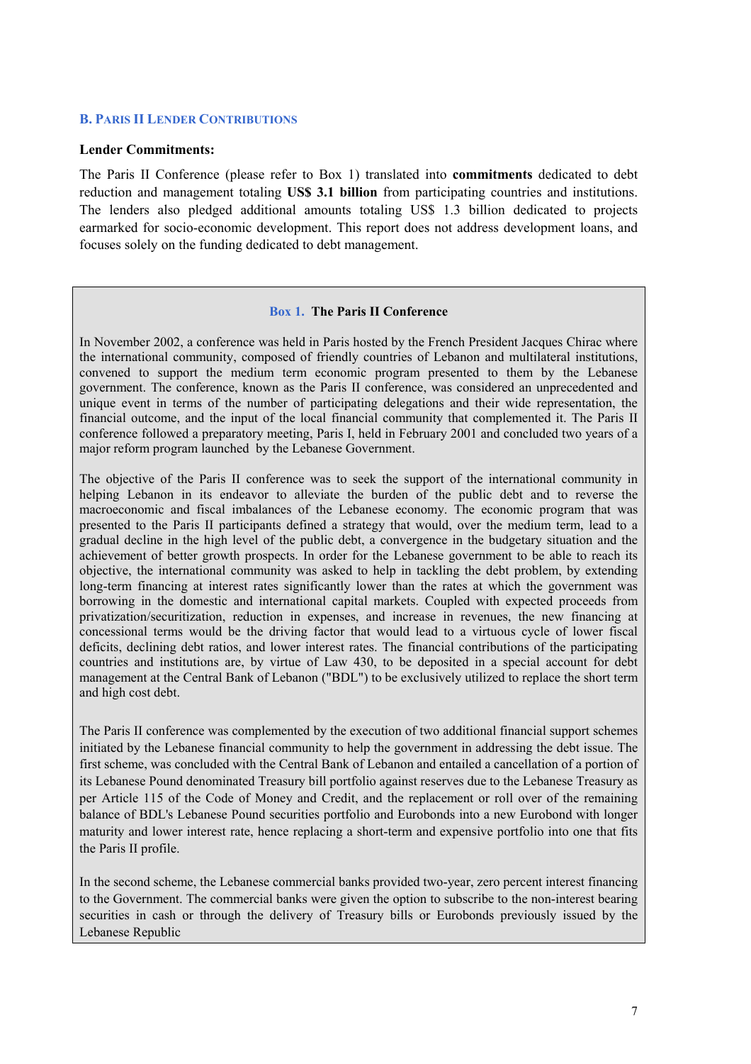## B. Paris II Lender Contributions

**Lender Commitments:**

The Paris II Conference (please refer to Box 1) translated into **commitments** dedicated to debt reduction and management totaling **US$ 3.1 billion** from participating countries and institutions. The lenders also pledged additional amounts totaling US$ 1.3 billion dedicated to projects earmarked for socio-economic development. This report does not address development loans, and focuses solely on the funding dedicated to debt management.

> **Box 1. The Paris II Conference**
>
> In November 2002, a conference was held in Paris hosted by the French President Jacques Chirac where the international community, composed of friendly countries of Lebanon and multilateral institutions, convened to support the medium term economic program presented to them by the Lebanese government. The conference, known as the Paris II conference, was considered an unprecedented and unique event in terms of the number of participating delegations and their wide representation, the financial outcome, and the input of the local financial community that complemented it. The Paris II conference followed a preparatory meeting, Paris I, held in February 2001 and concluded two years of a major reform program launched by the Lebanese Government.
>
> The objective of the Paris II conference was to seek the support of the international community in helping Lebanon in its endeavor to alleviate the burden of the public debt and to reverse the macroeconomic and fiscal imbalances of the Lebanese economy. The economic program that was presented to the Paris II participants defined a strategy that would, over the medium term, lead to a gradual decline in the high level of the public debt, a convergence in the budgetary situation and the achievement of better growth prospects. In order for the Lebanese government to be able to reach its objective, the international community was asked to help in tackling the debt problem, by extending long-term financing at interest rates significantly lower than the rates at which the government was borrowing in the domestic and international capital markets. Coupled with expected proceeds from privatization/securitization, reduction in expenses, and increase in revenues, the new financing at concessional terms would be the driving factor that would lead to a virtuous cycle of lower fiscal deficits, declining debt ratios, and lower interest rates. The financial contributions of the participating countries and institutions are, by virtue of Law 430, to be deposited in a special account for debt management at the Central Bank of Lebanon ("BDL") to be exclusively utilized to replace the short term and high cost debt.
>
> The Paris II conference was complemented by the execution of two additional financial support schemes initiated by the Lebanese financial community to help the government in addressing the debt issue. The first scheme, was concluded with the Central Bank of Lebanon and entailed a cancellation of a portion of its Lebanese Pound denominated Treasury bill portfolio against reserves due to the Lebanese Treasury as per Article 115 of the Code of Money and Credit, and the replacement or roll over of the remaining balance of BDL's Lebanese Pound securities portfolio and Eurobonds into a new Eurobond with longer maturity and lower interest rate, hence replacing a short-term and expensive portfolio into one that fits the Paris II profile.
>
> In the second scheme, the Lebanese commercial banks provided two-year, zero percent interest financing to the Government. The commercial banks were given the option to subscribe to the non-interest bearing securities in cash or through the delivery of Treasury bills or Eurobonds previously issued by the Lebanese Republic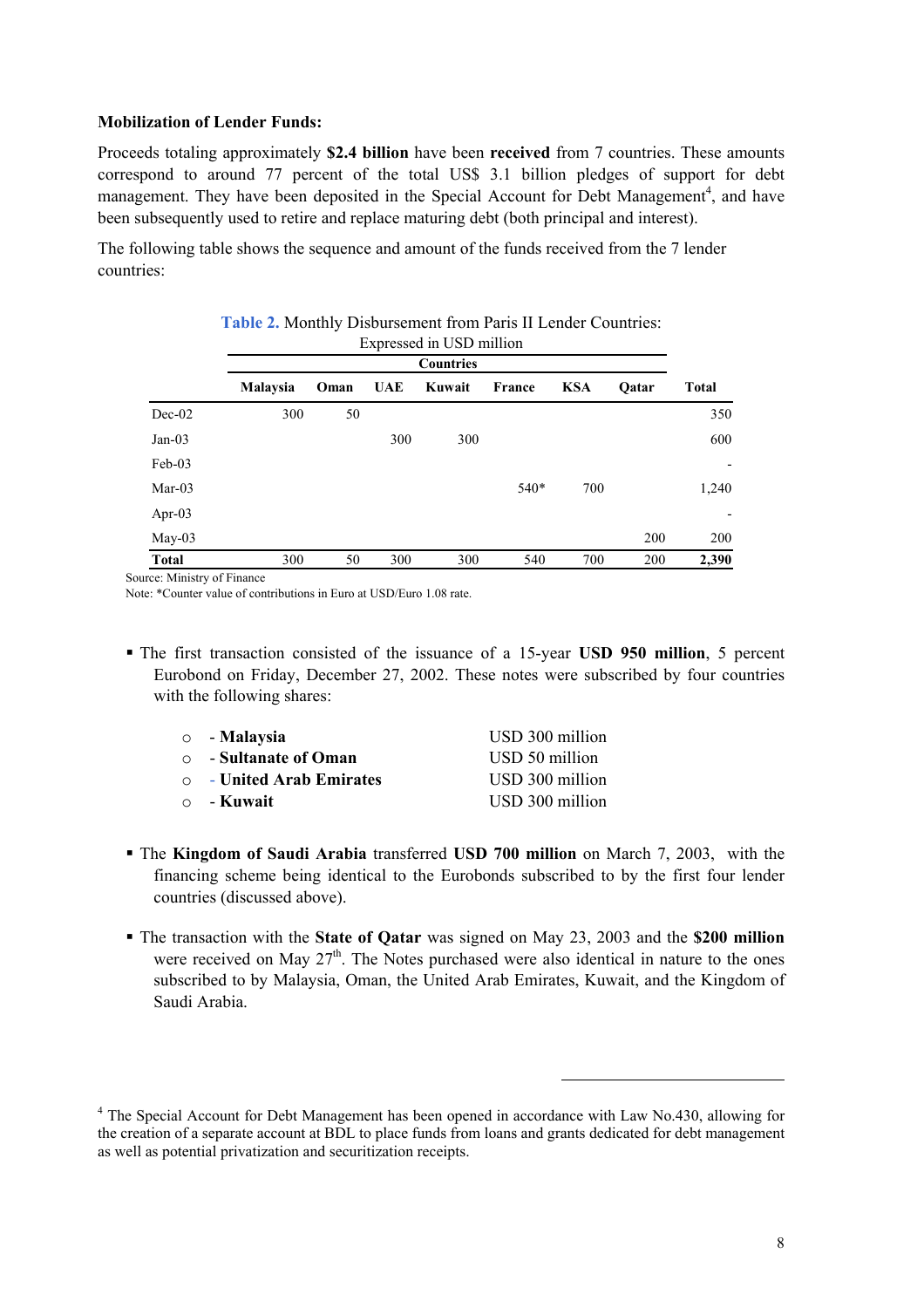**Mobilization of Lender Funds:**

Proceeds totaling approximately **$2.4 billion** have been **received** from 7 countries. These amounts correspond to around 77 percent of the total US$ 3.1 billion pledges of support for debt management. They have been deposited in the Special Account for Debt Management[4], and have been subsequently used to retire and replace maturing debt (both principal and interest).

The following table shows the sequence and amount of the funds received from the 7 lender countries:

**Table 2.** Monthly Disbursement from Paris II Lender Countries:
Expressed in USD million

| | Countries | | | | | | | |
|---|---|---|---|---|---|---|---|---|
| | **Malaysia** | **Oman** | **UAE** | **Kuwait** | **France** | **KSA** | **Qatar** | **Total** |
| Dec-02 | 300 | 50 | | | | | | 350 |
| Jan-03 | | | 300 | 300 | | | | 600 |
| Feb-03 | | | | | | | | - |
| Mar-03 | | | | | 540* | 700 | | 1,240 |
| Apr-03 | | | | | | | | - |
| May-03 | | | | | | | 200 | 200 |
| **Total** | 300 | 50 | 300 | 300 | 540 | 700 | 200 | **2,390** |

Source: Ministry of Finance

Note: *Counter value of contributions in Euro at USD/Euro 1.08 rate.

- The first transaction consisted of the issuance of a 15-year **USD 950 million**, 5 percent Eurobond on Friday, December 27, 2002. These notes were subscribed by four countries with the following shares:

  - - **Malaysia** USD 300 million
  - - **Sultanate of Oman** USD 50 million
  - - **United Arab Emirates** USD 300 million
  - - **Kuwait** USD 300 million

- The **Kingdom of Saudi Arabia** transferred **USD 700 million** on March 7, 2003, with the financing scheme being identical to the Eurobonds subscribed to by the first four lender countries (discussed above).

- The transaction with the **State of Qatar** was signed on May 23, 2003 and the **$200 million** were received on May 27th. The Notes purchased were also identical in nature to the ones subscribed to by Malaysia, Oman, the United Arab Emirates, Kuwait, and the Kingdom of Saudi Arabia.

---

[4] The Special Account for Debt Management has been opened in accordance with Law No.430, allowing for the creation of a separate account at BDL to place funds from loans and grants dedicated for debt management as well as potential privatization and securitization receipts.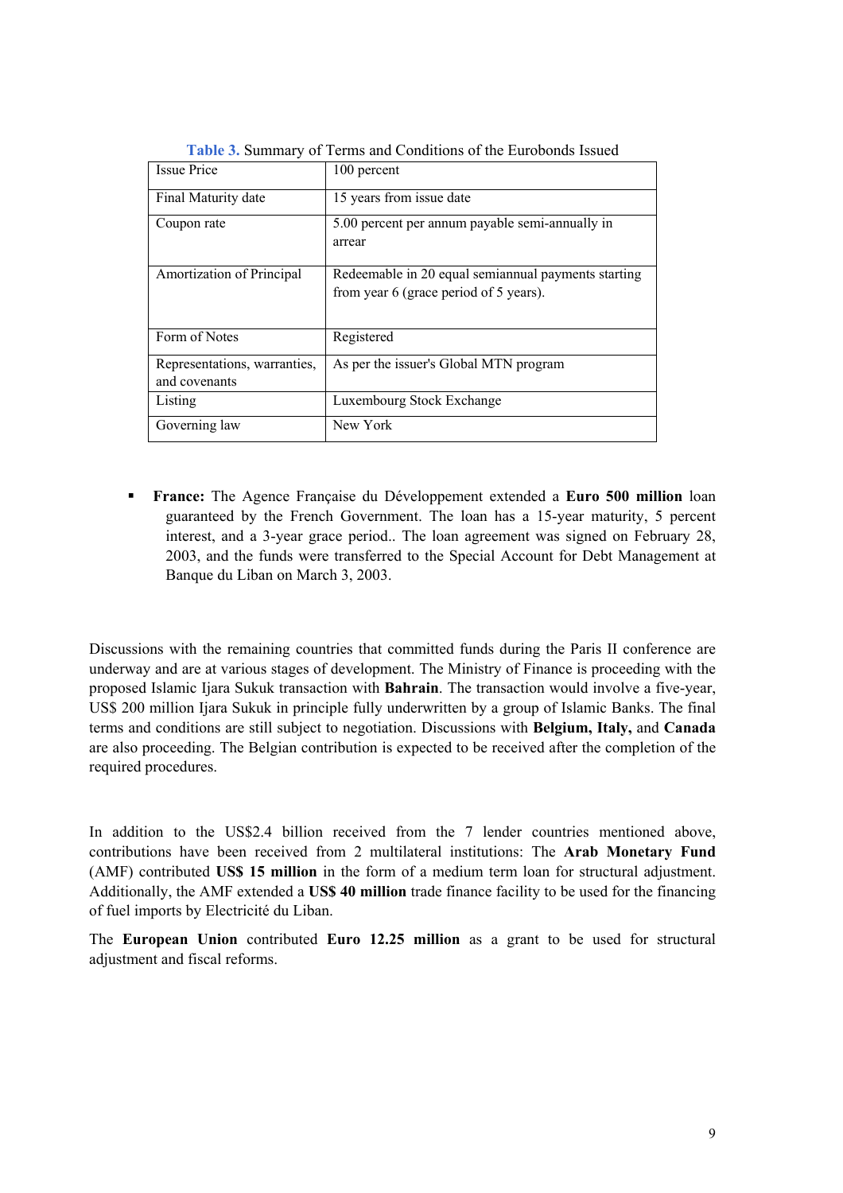**Table 3.** Summary of Terms and Conditions of the Eurobonds Issued

| Issue Price | 100 percent |
|---|---|
| Final Maturity date | 15 years from issue date |
| Coupon rate | 5.00 percent per annum payable semi-annually in arrear |
| Amortization of Principal | Redeemable in 20 equal semiannual payments starting from year 6 (grace period of 5 years). |
| Form of Notes | Registered |
| Representations, warranties, and covenants | As per the issuer's Global MTN program |
| Listing | Luxembourg Stock Exchange |
| Governing law | New York |

- **France:** The Agence Française du Développement extended a **Euro 500 million** loan guaranteed by the French Government. The loan has a 15-year maturity, 5 percent interest, and a 3-year grace period.. The loan agreement was signed on February 28, 2003, and the funds were transferred to the Special Account for Debt Management at Banque du Liban on March 3, 2003.

Discussions with the remaining countries that committed funds during the Paris II conference are underway and are at various stages of development. The Ministry of Finance is proceeding with the proposed Islamic Ijara Sukuk transaction with **Bahrain**. The transaction would involve a five-year, US$ 200 million Ijara Sukuk in principle fully underwritten by a group of Islamic Banks. The final terms and conditions are still subject to negotiation. Discussions with **Belgium, Italy,** and **Canada** are also proceeding. The Belgian contribution is expected to be received after the completion of the required procedures.

In addition to the US$2.4 billion received from the 7 lender countries mentioned above, contributions have been received from 2 multilateral institutions: The **Arab Monetary Fund** (AMF) contributed **US$ 15 million** in the form of a medium term loan for structural adjustment. Additionally, the AMF extended a **US$ 40 million** trade finance facility to be used for the financing of fuel imports by Electricité du Liban.

The **European Union** contributed **Euro 12.25 million** as a grant to be used for structural adjustment and fiscal reforms.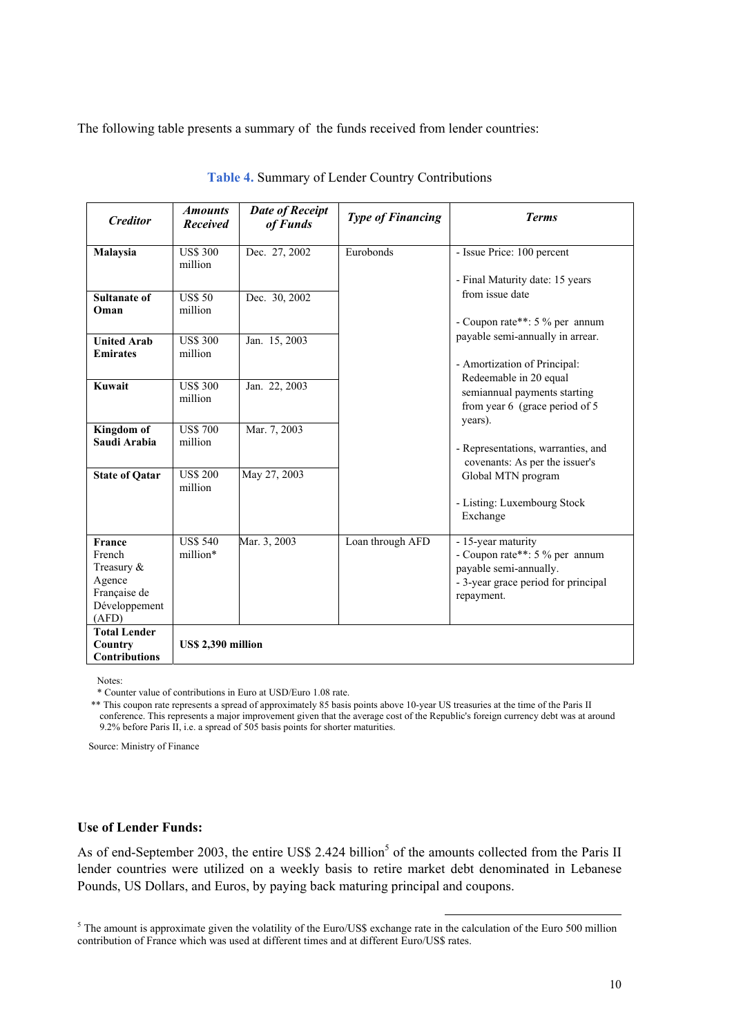The following table presents a summary of the funds received from lender countries:

**Table 4.** Summary of Lender Country Contributions

| *Creditor* | *Amounts Received* | *Date of Receipt of Funds* | *Type of Financing* | *Terms* |
|---|---|---|---|---|
| **Malaysia** | US$ 300 million | Dec. 27, 2002 | Eurobonds | - Issue Price: 100 percent<br>- Final Maturity date: 15 years from issue date<br>- Coupon rate**: 5 % per annum payable semi-annually in arrear.<br>- Amortization of Principal: Redeemable in 20 equal semiannual payments starting from year 6 (grace period of 5 years).<br>- Representations, warranties, and covenants: As per the issuer's Global MTN program<br>- Listing: Luxembourg Stock Exchange |
| **Sultanate of Oman** | US$ 50 million | Dec. 30, 2002 | | |
| **United Arab Emirates** | US$ 300 million | Jan. 15, 2003 | | |
| **Kuwait** | US$ 300 million | Jan. 22, 2003 | | |
| **Kingdom of Saudi Arabia** | US$ 700 million | Mar. 7, 2003 | | |
| **State of Qatar** | US$ 200 million | May 27, 2003 | | |
| **France** French Treasury & Agence Française de Développement (AFD) | US$ 540 million* | Mar. 3, 2003 | Loan through AFD | - 15-year maturity<br>- Coupon rate**: 5 % per annum payable semi-annually.<br>- 3-year grace period for principal repayment. |
| **Total Lender Country Contributions** | **US$ 2,390 million** | | | |

Notes:

\* Counter value of contributions in Euro at USD/Euro 1.08 rate.

\** This coupon rate represents a spread of approximately 85 basis points above 10-year US treasuries at the time of the Paris II conference. This represents a major improvement given that the average cost of the Republic's foreign currency debt was at around 9.2% before Paris II, i.e. a spread of 505 basis points for shorter maturities.

Source: Ministry of Finance

### Use of Lender Funds:

As of end-September 2003, the entire US$ 2.424 billion[5] of the amounts collected from the Paris II lender countries were utilized on a weekly basis to retire market debt denominated in Lebanese Pounds, US Dollars, and Euros, by paying back maturing principal and coupons.

[5] The amount is approximate given the volatility of the Euro/US$ exchange rate in the calculation of the Euro 500 million contribution of France which was used at different times and at different Euro/US$ rates.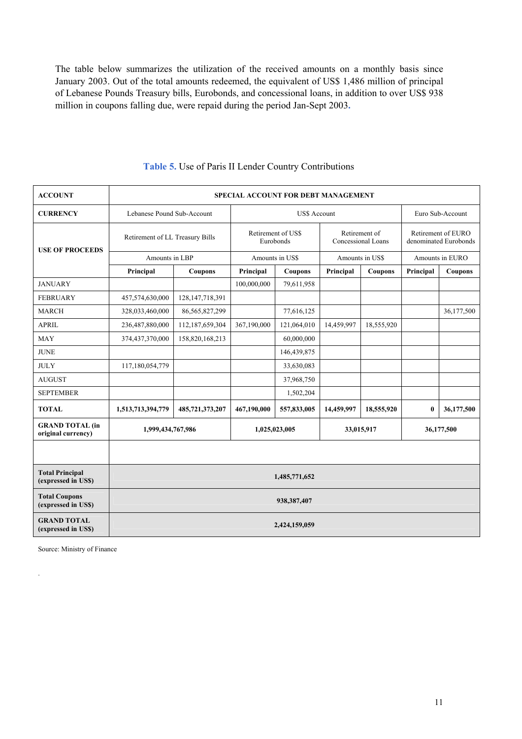The table below summarizes the utilization of the received amounts on a monthly basis since January 2003. Out of the total amounts redeemed, the equivalent of US$ 1,486 million of principal of Lebanese Pounds Treasury bills, Eurobonds, and concessional loans, in addition to over US$ 938 million in coupons falling due, were repaid during the period Jan-Sept 2003.

**Table 5.** Use of Paris II Lender Country Contributions

| ACCOUNT | SPECIAL ACCOUNT FOR DEBT MANAGEMENT | | | | | | | |
|---|---|---|---|---|---|---|---|---|
| **CURRENCY** | Lebanese Pound Sub-Account | | US$ Account | | | | Euro Sub-Account | |
| **USE OF PROCEEDS** | Retirement of LL Treasury Bills | | Retirement of US$ Eurobonds | | Retirement of Concessional Loans | | Retirement of EURO denominated Eurobonds | |
| | Amounts in LBP | | Amounts in US$ | | Amounts in US$ | | Amounts in EURO | |
| | **Principal** | **Coupons** | **Principal** | **Coupons** | **Principal** | **Coupons** | **Principal** | **Coupons** |
| JANUARY | | | 100,000,000 | 79,611,958 | | | | |
| FEBRUARY | 457,574,630,000 | 128,147,718,391 | | | | | | |
| MARCH | 328,033,460,000 | 86,565,827,299 | | 77,616,125 | | | | 36,177,500 |
| APRIL | 236,487,880,000 | 112,187,659,304 | 367,190,000 | 121,064,010 | 14,459,997 | 18,555,920 | | |
| MAY | 374,437,370,000 | 158,820,168,213 | | 60,000,000 | | | | |
| JUNE | | | | 146,439,875 | | | | |
| JULY | 117,180,054,779 | | | 33,630,083 | | | | |
| AUGUST | | | | 37,968,750 | | | | |
| SEPTEMBER | | | | 1,502,204 | | | | |
| **TOTAL** | **1,513,713,394,779** | **485,721,373,207** | **467,190,000** | **557,833,005** | **14,459,997** | **18,555,920** | **0** | **36,177,500** |
| **GRAND TOTAL (in original currency)** | **1,999,434,767,986** | | **1,025,023,005** | | **33,015,917** | | **36,177,500** | |
| | | | | | | | | |
| **Total Principal (expressed in US$)** | **1,485,771,652** | | | | | | | |
| **Total Coupons (expressed in US$)** | **938,387,407** | | | | | | | |
| **GRAND TOTAL (expressed in US$)** | **2,424,159,059** | | | | | | | |

Source: Ministry of Finance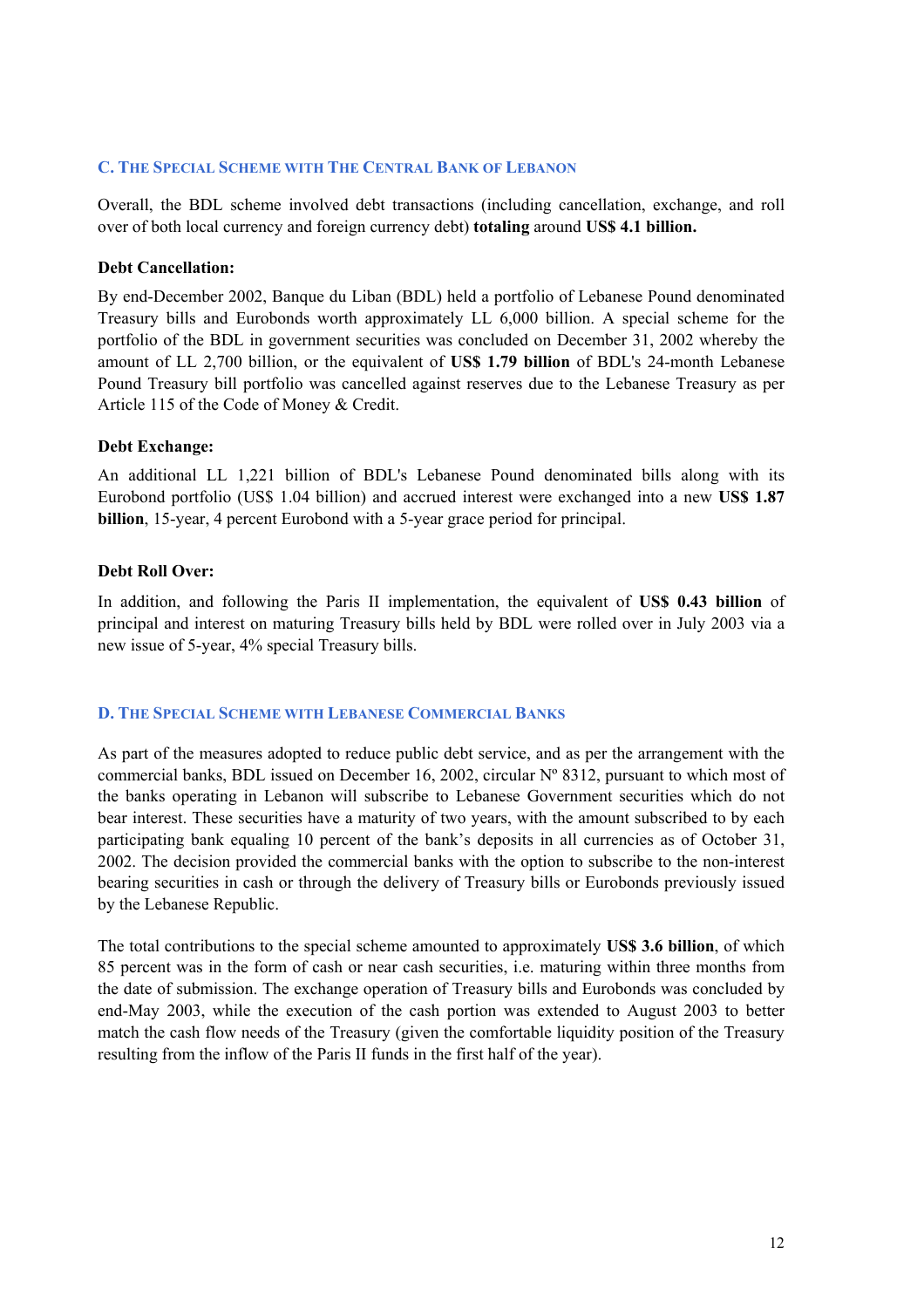## C. The Special Scheme with The Central Bank of Lebanon

Overall, the BDL scheme involved debt transactions (including cancellation, exchange, and roll over of both local currency and foreign currency debt) **totaling** around **US$ 4.1 billion.**

**Debt Cancellation:**

By end-December 2002, Banque du Liban (BDL) held a portfolio of Lebanese Pound denominated Treasury bills and Eurobonds worth approximately LL 6,000 billion. A special scheme for the portfolio of the BDL in government securities was concluded on December 31, 2002 whereby the amount of LL 2,700 billion, or the equivalent of **US$ 1.79 billion** of BDL's 24-month Lebanese Pound Treasury bill portfolio was cancelled against reserves due to the Lebanese Treasury as per Article 115 of the Code of Money & Credit.

**Debt Exchange:**

An additional LL 1,221 billion of BDL's Lebanese Pound denominated bills along with its Eurobond portfolio (US$ 1.04 billion) and accrued interest were exchanged into a new **US$ 1.87 billion**, 15-year, 4 percent Eurobond with a 5-year grace period for principal.

**Debt Roll Over:**

In addition, and following the Paris II implementation, the equivalent of **US$ 0.43 billion** of principal and interest on maturing Treasury bills held by BDL were rolled over in July 2003 via a new issue of 5-year, 4% special Treasury bills.

## D. The Special Scheme with Lebanese Commercial Banks

As part of the measures adopted to reduce public debt service, and as per the arrangement with the commercial banks, BDL issued on December 16, 2002, circular Nº 8312, pursuant to which most of the banks operating in Lebanon will subscribe to Lebanese Government securities which do not bear interest. These securities have a maturity of two years, with the amount subscribed to by each participating bank equaling 10 percent of the bank's deposits in all currencies as of October 31, 2002. The decision provided the commercial banks with the option to subscribe to the non-interest bearing securities in cash or through the delivery of Treasury bills or Eurobonds previously issued by the Lebanese Republic.

The total contributions to the special scheme amounted to approximately **US$ 3.6 billion**, of which 85 percent was in the form of cash or near cash securities, i.e. maturing within three months from the date of submission. The exchange operation of Treasury bills and Eurobonds was concluded by end-May 2003, while the execution of the cash portion was extended to August 2003 to better match the cash flow needs of the Treasury (given the comfortable liquidity position of the Treasury resulting from the inflow of the Paris II funds in the first half of the year).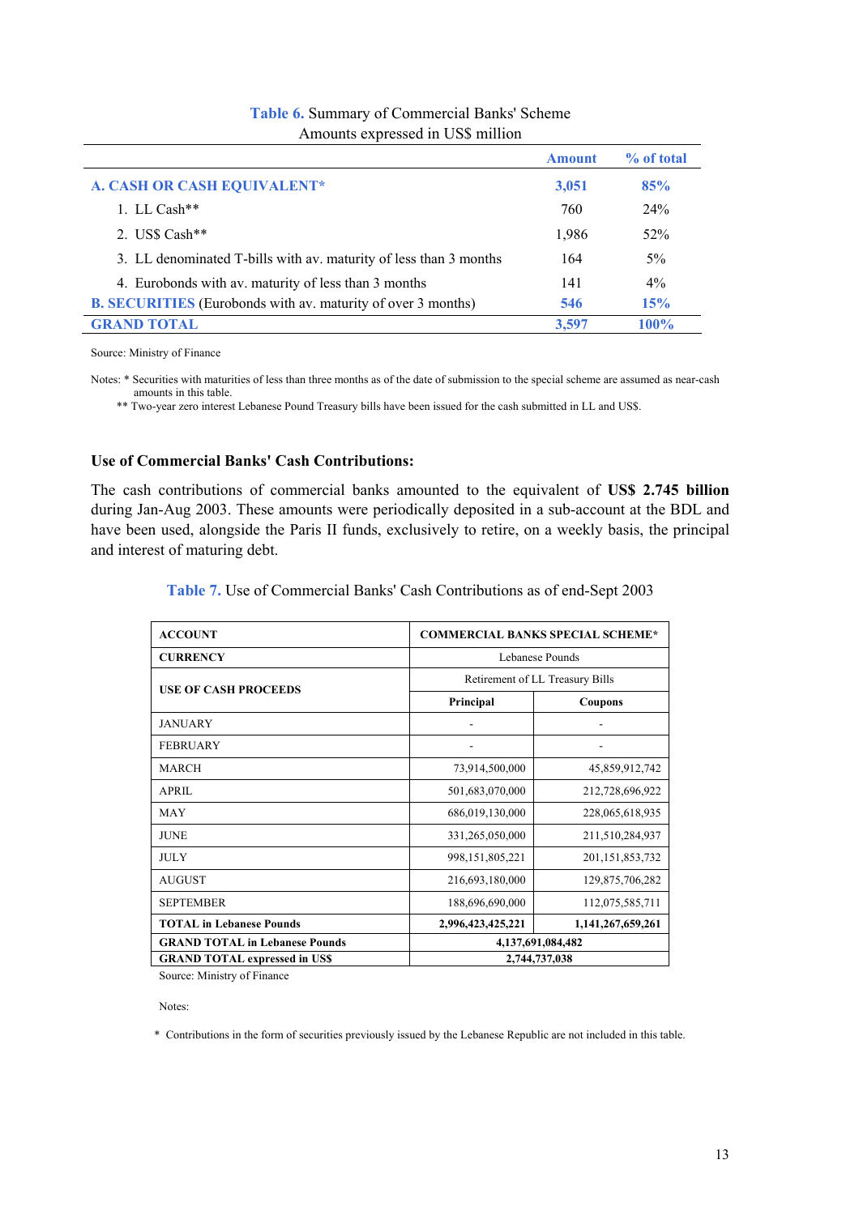**Table 6.** Summary of Commercial Banks' Scheme
Amounts expressed in US$ million

| | Amount | % of total |
|---|---|---|
| **A. CASH OR CASH EQUIVALENT*** | **3,051** | **85%** |
| 1. LL Cash** | 760 | 24% |
| 2. US$ Cash** | 1,986 | 52% |
| 3. LL denominated T-bills with av. maturity of less than 3 months | 164 | 5% |
| 4. Eurobonds with av. maturity of less than 3 months | 141 | 4% |
| **B. SECURITIES** (Eurobonds with av. maturity of over 3 months) | **546** | **15%** |
| **GRAND TOTAL** | **3,597** | **100%** |

Source: Ministry of Finance

Notes: * Securities with maturities of less than three months as of the date of submission to the special scheme are assumed as near-cash amounts in this table.
** Two-year zero interest Lebanese Pound Treasury bills have been issued for the cash submitted in LL and US$.

### Use of Commercial Banks' Cash Contributions:

The cash contributions of commercial banks amounted to the equivalent of **US$ 2.745 billion** during Jan-Aug 2003. These amounts were periodically deposited in a sub-account at the BDL and have been used, alongside the Paris II funds, exclusively to retire, on a weekly basis, the principal and interest of maturing debt.

**Table 7.** Use of Commercial Banks' Cash Contributions as of end-Sept 2003

| **ACCOUNT** | **COMMERCIAL BANKS SPECIAL SCHEME*** | |
|---|---|---|
| **CURRENCY** | Lebanese Pounds | |
| **USE OF CASH PROCEEDS** | Retirement of LL Treasury Bills | |
| | **Principal** | **Coupons** |
| JANUARY | - | - |
| FEBRUARY | - | - |
| MARCH | 73,914,500,000 | 45,859,912,742 |
| APRIL | 501,683,070,000 | 212,728,696,922 |
| MAY | 686,019,130,000 | 228,065,618,935 |
| JUNE | 331,265,050,000 | 211,510,284,937 |
| JULY | 998,151,805,221 | 201,151,853,732 |
| AUGUST | 216,693,180,000 | 129,875,706,282 |
| SEPTEMBER | 188,696,690,000 | 112,075,585,711 |
| **TOTAL in Lebanese Pounds** | **2,996,423,425,221** | **1,141,267,659,261** |
| **GRAND TOTAL in Lebanese Pounds** | **4,137,691,084,482** | |
| **GRAND TOTAL expressed in US$** | **2,744,737,038** | |

Source: Ministry of Finance

Notes:

* Contributions in the form of securities previously issued by the Lebanese Republic are not included in this table.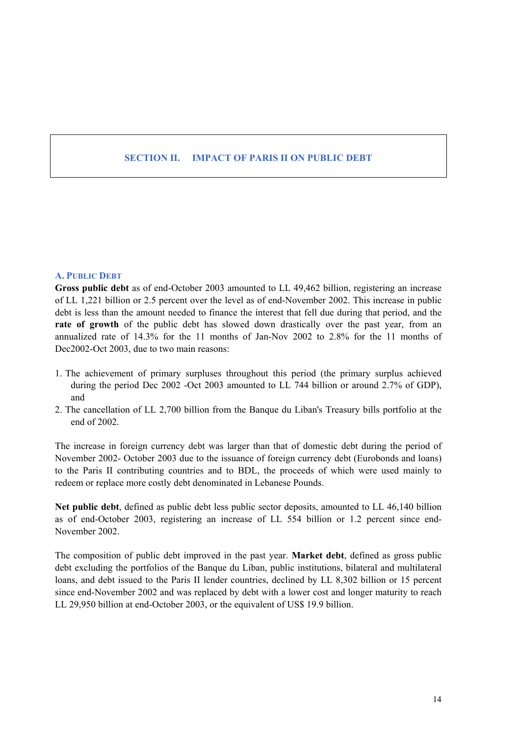## SECTION II. IMPACT OF PARIS II ON PUBLIC DEBT

### A. PUBLIC DEBT

**Gross public debt** as of end-October 2003 amounted to LL 49,462 billion, registering an increase of LL 1,221 billion or 2.5 percent over the level as of end-November 2002. This increase in public debt is less than the amount needed to finance the interest that fell due during that period, and the **rate of growth** of the public debt has slowed down drastically over the past year, from an annualized rate of 14.3% for the 11 months of Jan-Nov 2002 to 2.8% for the 11 months of Dec2002-Oct 2003, due to two main reasons:

1. The achievement of primary surpluses throughout this period (the primary surplus achieved during the period Dec 2002 -Oct 2003 amounted to LL 744 billion or around 2.7% of GDP), and
2. The cancellation of LL 2,700 billion from the Banque du Liban's Treasury bills portfolio at the end of 2002.

The increase in foreign currency debt was larger than that of domestic debt during the period of November 2002- October 2003 due to the issuance of foreign currency debt (Eurobonds and loans) to the Paris II contributing countries and to BDL, the proceeds of which were used mainly to redeem or replace more costly debt denominated in Lebanese Pounds.

**Net public debt**, defined as public debt less public sector deposits, amounted to LL 46,140 billion as of end-October 2003, registering an increase of LL 554 billion or 1.2 percent since end-November 2002.

The composition of public debt improved in the past year. **Market debt**, defined as gross public debt excluding the portfolios of the Banque du Liban, public institutions, bilateral and multilateral loans, and debt issued to the Paris II lender countries, declined by LL 8,302 billion or 15 percent since end-November 2002 and was replaced by debt with a lower cost and longer maturity to reach LL 29,950 billion at end-October 2003, or the equivalent of US$ 19.9 billion.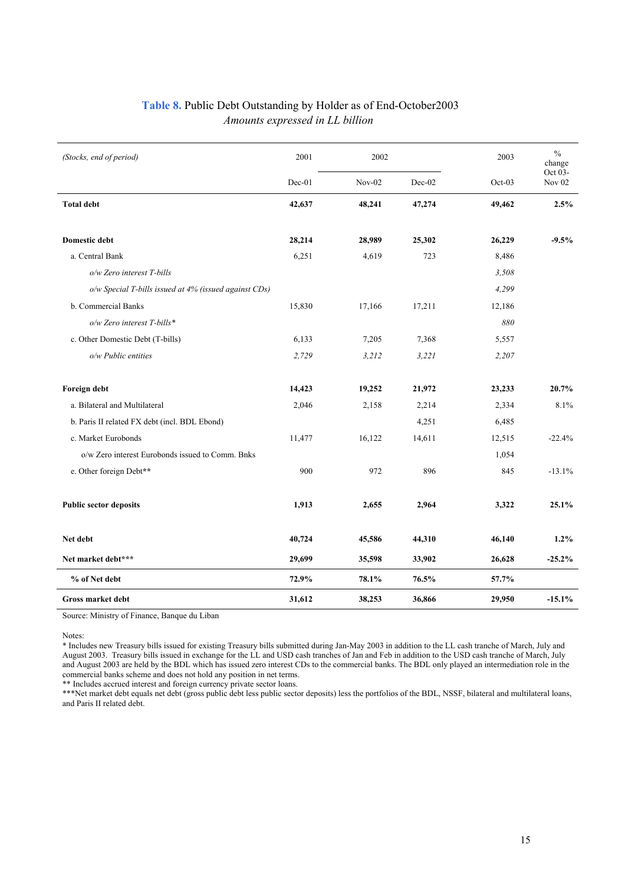**Table 8.** Public Debt Outstanding by Holder as of End-October2003
*Amounts expressed in LL billion*

| *(Stocks, end of period)* | 2001 | 2002 | | 2003 | % change Oct 03-Nov 02 |
|---|---|---|---|---|---|
| | Dec-01 | Nov-02 | Dec-02 | Oct-03 | |
| **Total debt** | **42,637** | **48,241** | **47,274** | **49,462** | **2.5%** |
| | | | | | |
| **Domestic debt** | **28,214** | **28,989** | **25,302** | **26,229** | **-9.5%** |
| a. Central Bank | 6,251 | 4,619 | 723 | 8,486 | |
| *o/w Zero interest T-bills* | | | | *3,508* | |
| *o/w Special T-bills issued at 4% (issued against CDs)* | | | | *4,299* | |
| b. Commercial Banks | 15,830 | 17,166 | 17,211 | 12,186 | |
| *o/w Zero interest T-bills** | | | | *880* | |
| c. Other Domestic Debt (T-bills) | 6,133 | 7,205 | 7,368 | 5,557 | |
| *o/w Public entities* | *2,729* | *3,212* | *3,221* | *2,207* | |
| | | | | | |
| **Foreign debt** | **14,423** | **19,252** | **21,972** | **23,233** | **20.7%** |
| a. Bilateral and Multilateral | 2,046 | 2,158 | 2,214 | 2,334 | 8.1% |
| b. Paris II related FX debt (incl. BDL Ebond) | | | 4,251 | 6,485 | |
| c. Market Eurobonds | 11,477 | 16,122 | 14,611 | 12,515 | -22.4% |
| o/w Zero interest Eurobonds issued to Comm. Bnks | | | | 1,054 | |
| e. Other foreign Debt** | 900 | 972 | 896 | 845 | -13.1% |
| | | | | | |
| **Public sector deposits** | **1,913** | **2,655** | **2,964** | **3,322** | **25.1%** |
| | | | | | |
| **Net debt** | **40,724** | **45,586** | **44,310** | **46,140** | **1.2%** |
| **Net market debt***** | **29,699** | **35,598** | **33,902** | **26,628** | **-25.2%** |
| **% of Net debt** | **72.9%** | **78.1%** | **76.5%** | **57.7%** | |
| **Gross market debt** | **31,612** | **38,253** | **36,866** | **29,950** | **-15.1%** |

Source: Ministry of Finance, Banque du Liban

Notes:
* Includes new Treasury bills issued for existing Treasury bills submitted during Jan-May 2003 in addition to the LL cash tranche of March, July and August 2003. Treasury bills issued in exchange for the LL and USD cash tranches of Jan and Feb in addition to the USD cash tranche of March, July and August 2003 are held by the BDL which has issued zero interest CDs to the commercial banks. The BDL only played an intermediation role in the commercial banks scheme and does not hold any position in net terms.
** Includes accrued interest and foreign currency private sector loans.
***Net market debt equals net debt (gross public debt less public sector deposits) less the portfolios of the BDL, NSSF, bilateral and multilateral loans, and Paris II related debt.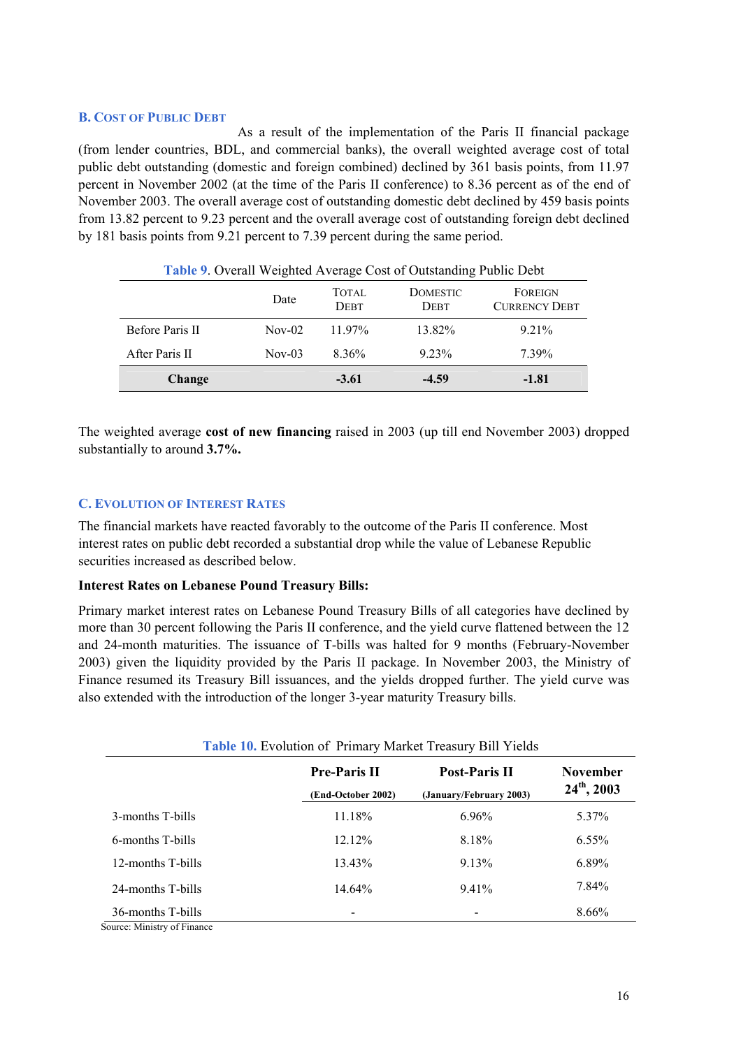## B. Cost of Public Debt

As a result of the implementation of the Paris II financial package (from lender countries, BDL, and commercial banks), the overall weighted average cost of total public debt outstanding (domestic and foreign combined) declined by 361 basis points, from 11.97 percent in November 2002 (at the time of the Paris II conference) to 8.36 percent as of the end of November 2003. The overall average cost of outstanding domestic debt declined by 459 basis points from 13.82 percent to 9.23 percent and the overall average cost of outstanding foreign debt declined by 181 basis points from 9.21 percent to 7.39 percent during the same period.

**Table 9**. Overall Weighted Average Cost of Outstanding Public Debt

| | Date | Total Debt | Domestic Debt | Foreign Currency Debt |
|---|---|---|---|---|
| Before Paris II | Nov-02 | 11.97% | 13.82% | 9.21% |
| After Paris II | Nov-03 | 8.36% | 9.23% | 7.39% |
| **Change** | | **-3.61** | **-4.59** | **-1.81** |

The weighted average **cost of new financing** raised in 2003 (up till end November 2003) dropped substantially to around **3.7%.**

## C. Evolution of Interest Rates

The financial markets have reacted favorably to the outcome of the Paris II conference. Most interest rates on public debt recorded a substantial drop while the value of Lebanese Republic securities increased as described below.

**Interest Rates on Lebanese Pound Treasury Bills:**

Primary market interest rates on Lebanese Pound Treasury Bills of all categories have declined by more than 30 percent following the Paris II conference, and the yield curve flattened between the 12 and 24-month maturities. The issuance of T-bills was halted for 9 months (February-November 2003) given the liquidity provided by the Paris II package. In November 2003, the Ministry of Finance resumed its Treasury Bill issuances, and the yields dropped further. The yield curve was also extended with the introduction of the longer 3-year maturity Treasury bills.

**Table 10.** Evolution of Primary Market Treasury Bill Yields

| | **Pre-Paris II** (End-October 2002) | **Post-Paris II** (January/February 2003) | **November 24th, 2003** |
|---|---|---|---|
| 3-months T-bills | 11.18% | 6.96% | 5.37% |
| 6-months T-bills | 12.12% | 8.18% | 6.55% |
| 12-months T-bills | 13.43% | 9.13% | 6.89% |
| 24-months T-bills | 14.64% | 9.41% | 7.84% |
| 36-months T-bills | - | - | 8.66% |

Source: Ministry of Finance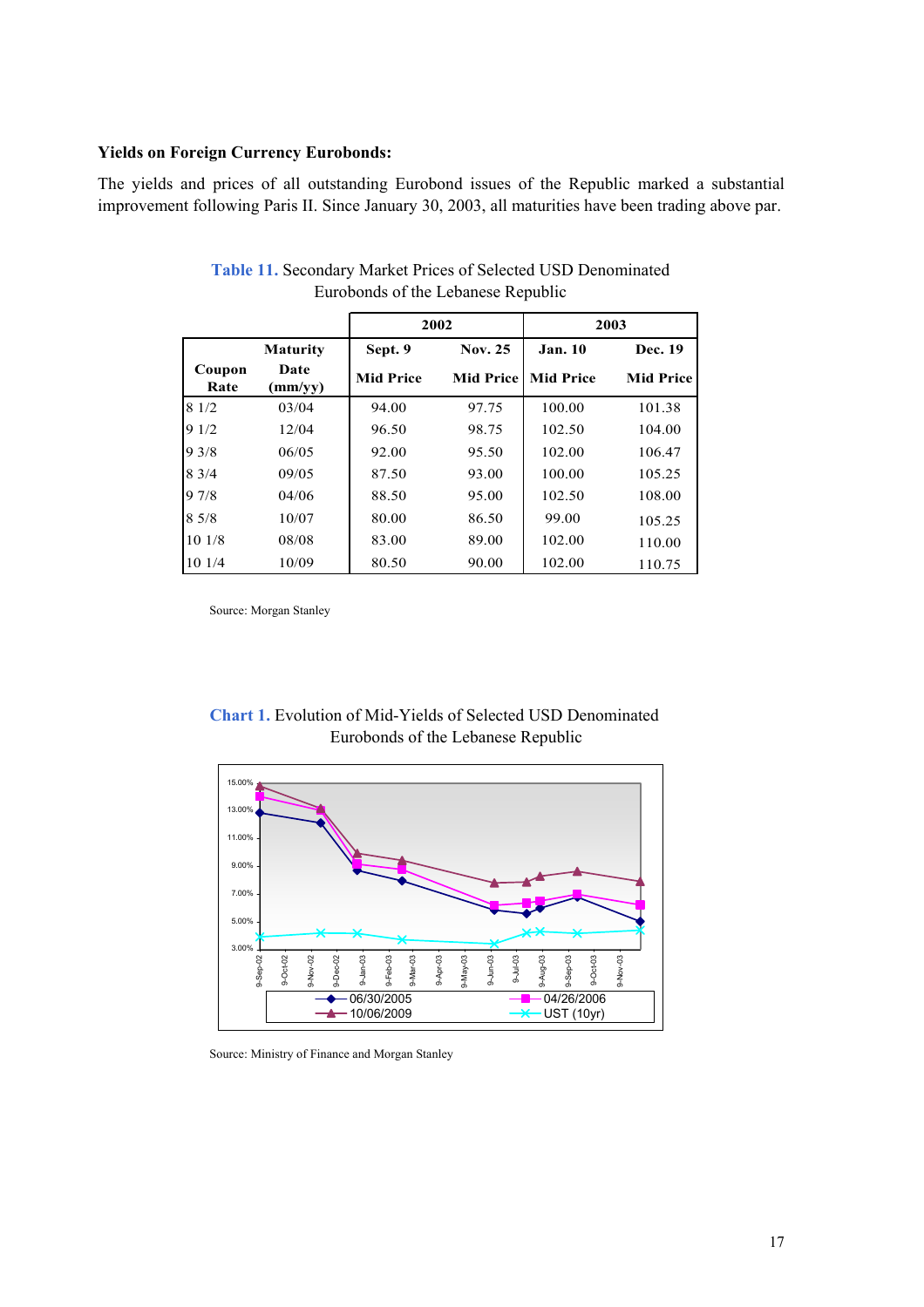**Yields on Foreign Currency Eurobonds:**

The yields and prices of all outstanding Eurobond issues of the Republic marked a substantial improvement following Paris II. Since January 30, 2003, all maturities have been trading above par.

**Table 11.** Secondary Market Prices of Selected USD Denominated Eurobonds of the Lebanese Republic

| | | 2002 | | 2003 | |
|---|---|---|---|---|---|
| Coupon Rate | Maturity Date (mm/yy) | Sept. 9 Mid Price | Nov. 25 Mid Price | Jan. 10 Mid Price | Dec. 19 Mid Price |
| 8 1/2 | 03/04 | 94.00 | 97.75 | 100.00 | 101.38 |
| 9 1/2 | 12/04 | 96.50 | 98.75 | 102.50 | 104.00 |
| 9 3/8 | 06/05 | 92.00 | 95.50 | 102.00 | 106.47 |
| 8 3/4 | 09/05 | 87.50 | 93.00 | 100.00 | 105.25 |
| 9 7/8 | 04/06 | 88.50 | 95.00 | 102.50 | 108.00 |
| 8 5/8 | 10/07 | 80.00 | 86.50 | 99.00 | 105.25 |
| 10 1/8 | 08/08 | 83.00 | 89.00 | 102.00 | 110.00 |
| 10 1/4 | 10/09 | 80.50 | 90.00 | 102.00 | 110.75 |

Source: Morgan Stanley

**Chart 1.** Evolution of Mid-Yields of Selected USD Denominated Eurobonds of the Lebanese Republic

Source: Ministry of Finance and Morgan Stanley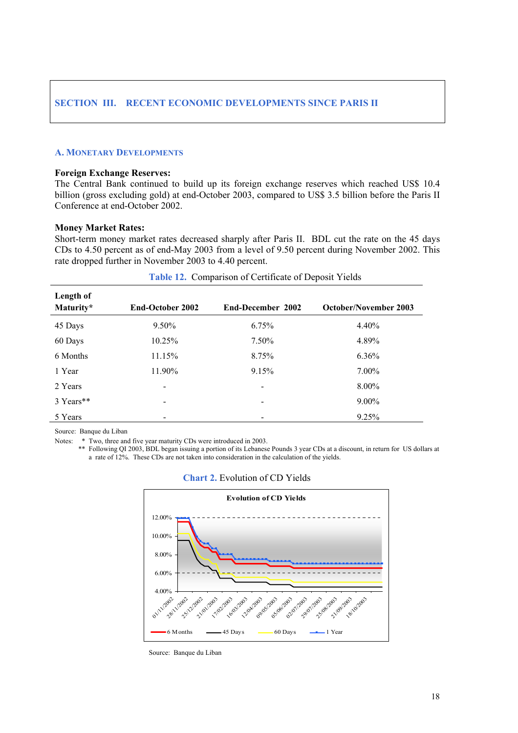## SECTION III. RECENT ECONOMIC DEVELOPMENTS SINCE PARIS II

### A. MONETARY DEVELOPMENTS

**Foreign Exchange Reserves:**
The Central Bank continued to build up its foreign exchange reserves which reached US$ 10.4 billion (gross excluding gold) at end-October 2003, compared to US$ 3.5 billion before the Paris II Conference at end-October 2002.

**Money Market Rates:**
Short-term money market rates decreased sharply after Paris II. BDL cut the rate on the 45 days CDs to 4.50 percent as of end-May 2003 from a level of 9.50 percent during November 2002. This rate dropped further in November 2003 to 4.40 percent.

**Table 12.** Comparison of Certificate of Deposit Yields

| Length of Maturity* | End-October 2002 | End-December 2002 | October/November 2003 |
|---|---|---|---|
| 45 Days | 9.50% | 6.75% | 4.40% |
| 60 Days | 10.25% | 7.50% | 4.89% |
| 6 Months | 11.15% | 8.75% | 6.36% |
| 1 Year | 11.90% | 9.15% | 7.00% |
| 2 Years | - | - | 8.00% |
| 3 Years** | - | - | 9.00% |
| 5 Years | - | - | 9.25% |

Source: Banque du Liban

Notes: * Two, three and five year maturity CDs were introduced in 2003.
** Following QI 2003, BDL began issuing a portion of its Lebanese Pounds 3 year CDs at a discount, in return for US dollars at a rate of 12%. These CDs are not taken into consideration in the calculation of the yields.

**Chart 2.** Evolution of CD Yields

Source: Banque du Liban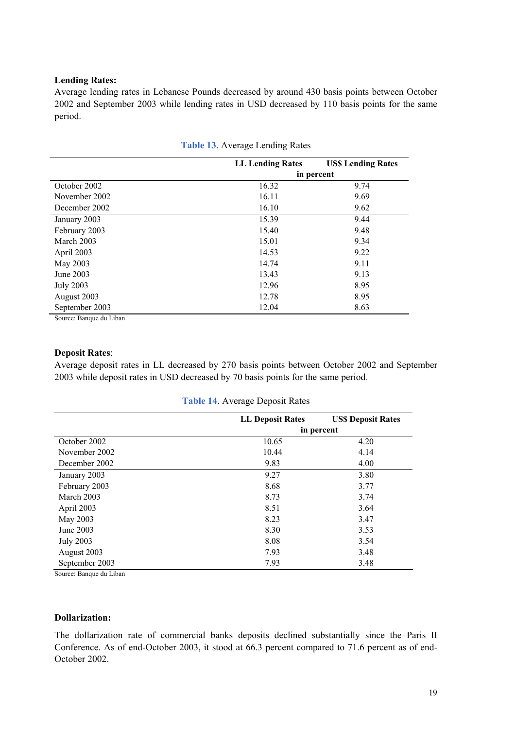**Lending Rates:**

Average lending rates in Lebanese Pounds decreased by around 430 basis points between October 2002 and September 2003 while lending rates in USD decreased by 110 basis points for the same period.

**Table 13.** Average Lending Rates

| | LL Lending Rates | US$ Lending Rates |
|---|---|---|
| | in percent | |
| October 2002 | 16.32 | 9.74 |
| November 2002 | 16.11 | 9.69 |
| December 2002 | 16.10 | 9.62 |
| January 2003 | 15.39 | 9.44 |
| February 2003 | 15.40 | 9.48 |
| March 2003 | 15.01 | 9.34 |
| April 2003 | 14.53 | 9.22 |
| May 2003 | 14.74 | 9.11 |
| June 2003 | 13.43 | 9.13 |
| July 2003 | 12.96 | 8.95 |
| August 2003 | 12.78 | 8.95 |
| September 2003 | 12.04 | 8.63 |

Source: Banque du Liban

**Deposit Rates**:

Average deposit rates in LL decreased by 270 basis points between October 2002 and September 2003 while deposit rates in USD decreased by 70 basis points for the same period.

**Table 14**. Average Deposit Rates

| | LL Deposit Rates | US$ Deposit Rates |
|---|---|---|
| | in percent | |
| October 2002 | 10.65 | 4.20 |
| November 2002 | 10.44 | 4.14 |
| December 2002 | 9.83 | 4.00 |
| January 2003 | 9.27 | 3.80 |
| February 2003 | 8.68 | 3.77 |
| March 2003 | 8.73 | 3.74 |
| April 2003 | 8.51 | 3.64 |
| May 2003 | 8.23 | 3.47 |
| June 2003 | 8.30 | 3.53 |
| July 2003 | 8.08 | 3.54 |
| August 2003 | 7.93 | 3.48 |
| September 2003 | 7.93 | 3.48 |

Source: Banque du Liban

**Dollarization:**

The dollarization rate of commercial banks deposits declined substantially since the Paris II Conference. As of end-October 2003, it stood at 66.3 percent compared to 71.6 percent as of end-October 2002.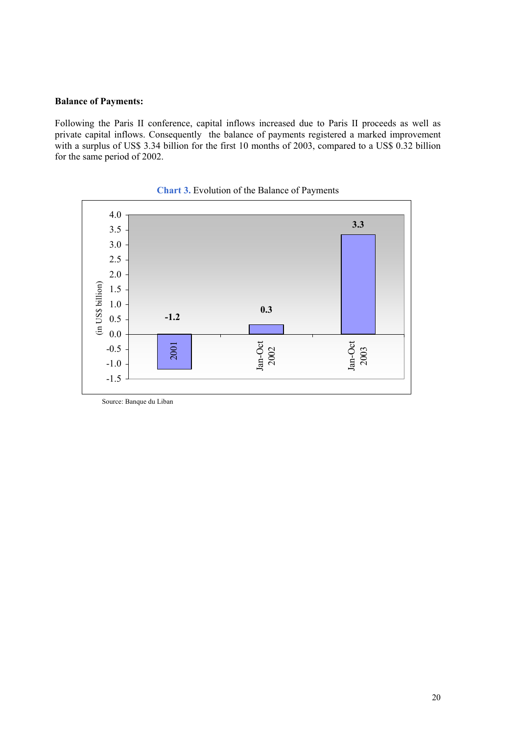**Balance of Payments:**

Following the Paris II conference, capital inflows increased due to Paris II proceeds as well as private capital inflows. Consequently the balance of payments registered a marked improvement with a surplus of US$ 3.34 billion for the first 10 months of 2003, compared to a US$ 0.32 billion for the same period of 2002.

**Chart 3.** Evolution of the Balance of Payments

| Period | Balance of Payments (in US$ billion) |
| --- | --- |
| 2001 | -1.2 |
| Jan-Oct 2002 | 0.3 |
| Jan-Oct 2003 | 3.3 |

Source: Banque du Liban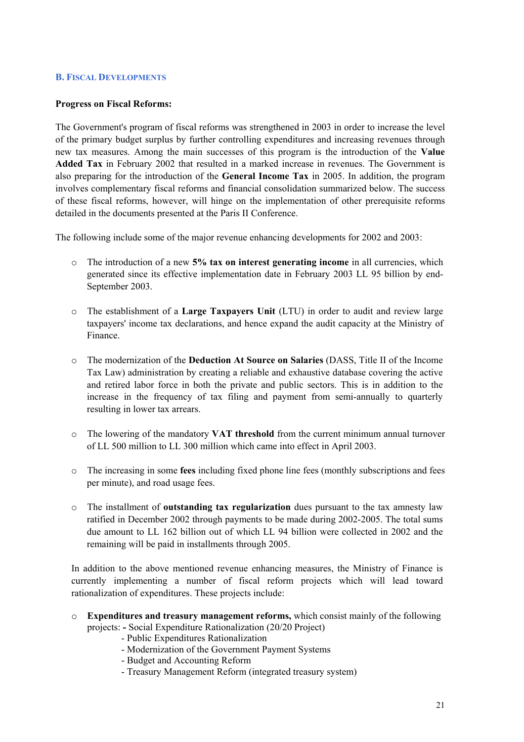## B. Fiscal Developments

**Progress on Fiscal Reforms:**

The Government's program of fiscal reforms was strengthened in 2003 in order to increase the level of the primary budget surplus by further controlling expenditures and increasing revenues through new tax measures. Among the main successes of this program is the introduction of the **Value Added Tax** in February 2002 that resulted in a marked increase in revenues. The Government is also preparing for the introduction of the **General Income Tax** in 2005. In addition, the program involves complementary fiscal reforms and financial consolidation summarized below. The success of these fiscal reforms, however, will hinge on the implementation of other prerequisite reforms detailed in the documents presented at the Paris II Conference.

The following include some of the major revenue enhancing developments for 2002 and 2003:

- The introduction of a new **5% tax on interest generating income** in all currencies, which generated since its effective implementation date in February 2003 LL 95 billion by end-September 2003.
- The establishment of a **Large Taxpayers Unit** (LTU) in order to audit and review large taxpayers' income tax declarations, and hence expand the audit capacity at the Ministry of Finance.
- The modernization of the **Deduction At Source on Salaries** (DASS, Title II of the Income Tax Law) administration by creating a reliable and exhaustive database covering the active and retired labor force in both the private and public sectors. This is in addition to the increase in the frequency of tax filing and payment from semi-annually to quarterly resulting in lower tax arrears.
- The lowering of the mandatory **VAT threshold** from the current minimum annual turnover of LL 500 million to LL 300 million which came into effect in April 2003.
- The increasing in some **fees** including fixed phone line fees (monthly subscriptions and fees per minute), and road usage fees.
- The installment of **outstanding tax regularization** dues pursuant to the tax amnesty law ratified in December 2002 through payments to be made during 2002-2005. The total sums due amount to LL 162 billion out of which LL 94 billion were collected in 2002 and the remaining will be paid in installments through 2005.

In addition to the above mentioned revenue enhancing measures, the Ministry of Finance is currently implementing a number of fiscal reform projects which will lead toward rationalization of expenditures. These projects include:

- **Expenditures and treasury management reforms,** which consist mainly of the following projects:
  - Social Expenditure Rationalization (20/20 Project)
  - Public Expenditures Rationalization
  - Modernization of the Government Payment Systems
  - Budget and Accounting Reform
  - Treasury Management Reform (integrated treasury system)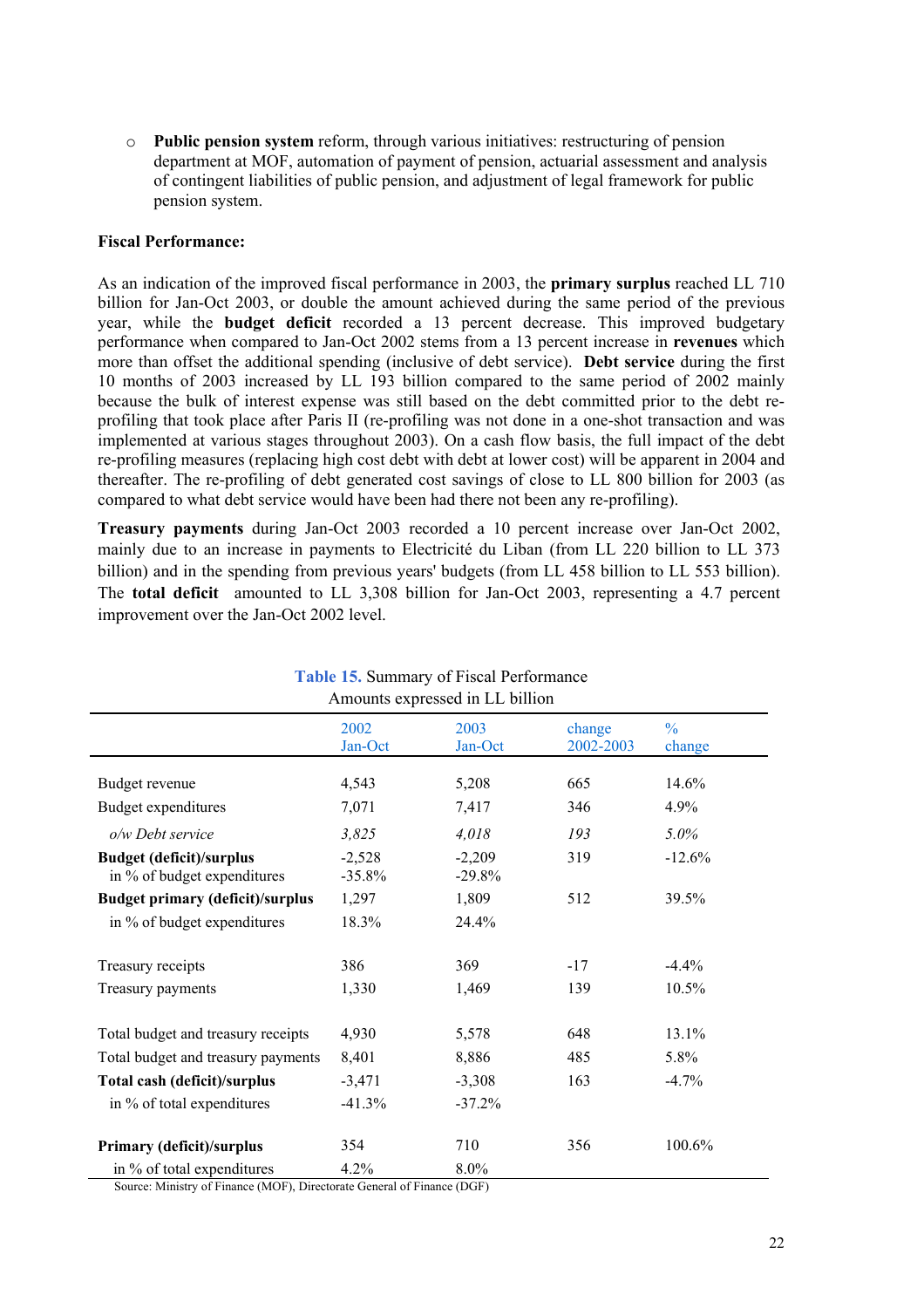- **Public pension system** reform, through various initiatives: restructuring of pension department at MOF, automation of payment of pension, actuarial assessment and analysis of contingent liabilities of public pension, and adjustment of legal framework for public pension system.

**Fiscal Performance:**

As an indication of the improved fiscal performance in 2003, the **primary surplus** reached LL 710 billion for Jan-Oct 2003, or double the amount achieved during the same period of the previous year, while the **budget deficit** recorded a 13 percent decrease. This improved budgetary performance when compared to Jan-Oct 2002 stems from a 13 percent increase in **revenues** which more than offset the additional spending (inclusive of debt service). **Debt service** during the first 10 months of 2003 increased by LL 193 billion compared to the same period of 2002 mainly because the bulk of interest expense was still based on the debt committed prior to the debt re-profiling that took place after Paris II (re-profiling was not done in a one-shot transaction and was implemented at various stages throughout 2003). On a cash flow basis, the full impact of the debt re-profiling measures (replacing high cost debt with debt at lower cost) will be apparent in 2004 and thereafter. The re-profiling of debt generated cost savings of close to LL 800 billion for 2003 (as compared to what debt service would have been had there not been any re-profiling).

**Treasury payments** during Jan-Oct 2003 recorded a 10 percent increase over Jan-Oct 2002, mainly due to an increase in payments to Electricité du Liban (from LL 220 billion to LL 373 billion) and in the spending from previous years' budgets (from LL 458 billion to LL 553 billion). The **total deficit** amounted to LL 3,308 billion for Jan-Oct 2003, representing a 4.7 percent improvement over the Jan-Oct 2002 level.

**Table 15.** Summary of Fiscal Performance
Amounts expressed in LL billion

| | 2002 Jan-Oct | 2003 Jan-Oct | change 2002-2003 | % change |
|---|---|---|---|---|
| Budget revenue | 4,543 | 5,208 | 665 | 14.6% |
| Budget expenditures | 7,071 | 7,417 | 346 | 4.9% |
| *o/w Debt service* | *3,825* | *4,018* | *193* | *5.0%* |
| **Budget (deficit)/surplus** | -2,528 | -2,209 | 319 | -12.6% |
| in % of budget expenditures | -35.8% | -29.8% | | |
| **Budget primary (deficit)/surplus** | 1,297 | 1,809 | 512 | 39.5% |
| in % of budget expenditures | 18.3% | 24.4% | | |
| Treasury receipts | 386 | 369 | -17 | -4.4% |
| Treasury payments | 1,330 | 1,469 | 139 | 10.5% |
| Total budget and treasury receipts | 4,930 | 5,578 | 648 | 13.1% |
| Total budget and treasury payments | 8,401 | 8,886 | 485 | 5.8% |
| **Total cash (deficit)/surplus** | -3,471 | -3,308 | 163 | -4.7% |
| in % of total expenditures | -41.3% | -37.2% | | |
| **Primary (deficit)/surplus** | 354 | 710 | 356 | 100.6% |
| in % of total expenditures | 4.2% | 8.0% | | |

Source: Ministry of Finance (MOF), Directorate General of Finance (DGF)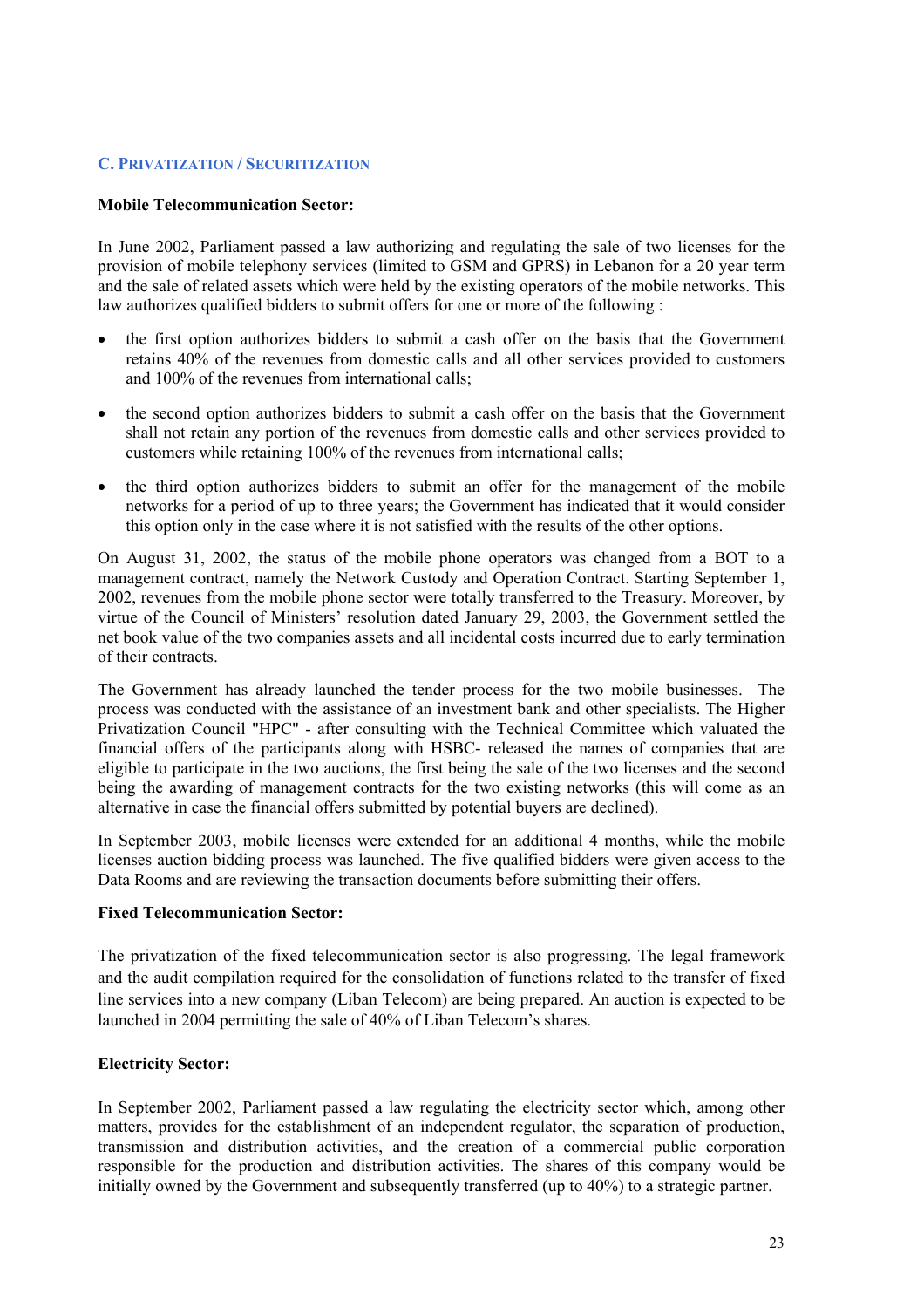## C. Privatization / Securitization

**Mobile Telecommunication Sector:**

In June 2002, Parliament passed a law authorizing and regulating the sale of two licenses for the provision of mobile telephony services (limited to GSM and GPRS) in Lebanon for a 20 year term and the sale of related assets which were held by the existing operators of the mobile networks. This law authorizes qualified bidders to submit offers for one or more of the following :

- the first option authorizes bidders to submit a cash offer on the basis that the Government retains 40% of the revenues from domestic calls and all other services provided to customers and 100% of the revenues from international calls;
- the second option authorizes bidders to submit a cash offer on the basis that the Government shall not retain any portion of the revenues from domestic calls and other services provided to customers while retaining 100% of the revenues from international calls;
- the third option authorizes bidders to submit an offer for the management of the mobile networks for a period of up to three years; the Government has indicated that it would consider this option only in the case where it is not satisfied with the results of the other options.

On August 31, 2002, the status of the mobile phone operators was changed from a BOT to a management contract, namely the Network Custody and Operation Contract. Starting September 1, 2002, revenues from the mobile phone sector were totally transferred to the Treasury. Moreover, by virtue of the Council of Ministers' resolution dated January 29, 2003, the Government settled the net book value of the two companies assets and all incidental costs incurred due to early termination of their contracts.

The Government has already launched the tender process for the two mobile businesses. The process was conducted with the assistance of an investment bank and other specialists. The Higher Privatization Council "HPC" - after consulting with the Technical Committee which valuated the financial offers of the participants along with HSBC- released the names of companies that are eligible to participate in the two auctions, the first being the sale of the two licenses and the second being the awarding of management contracts for the two existing networks (this will come as an alternative in case the financial offers submitted by potential buyers are declined).

In September 2003, mobile licenses were extended for an additional 4 months, while the mobile licenses auction bidding process was launched. The five qualified bidders were given access to the Data Rooms and are reviewing the transaction documents before submitting their offers.

**Fixed Telecommunication Sector:**

The privatization of the fixed telecommunication sector is also progressing. The legal framework and the audit compilation required for the consolidation of functions related to the transfer of fixed line services into a new company (Liban Telecom) are being prepared. An auction is expected to be launched in 2004 permitting the sale of 40% of Liban Telecom's shares.

**Electricity Sector:**

In September 2002, Parliament passed a law regulating the electricity sector which, among other matters, provides for the establishment of an independent regulator, the separation of production, transmission and distribution activities, and the creation of a commercial public corporation responsible for the production and distribution activities. The shares of this company would be initially owned by the Government and subsequently transferred (up to 40%) to a strategic partner.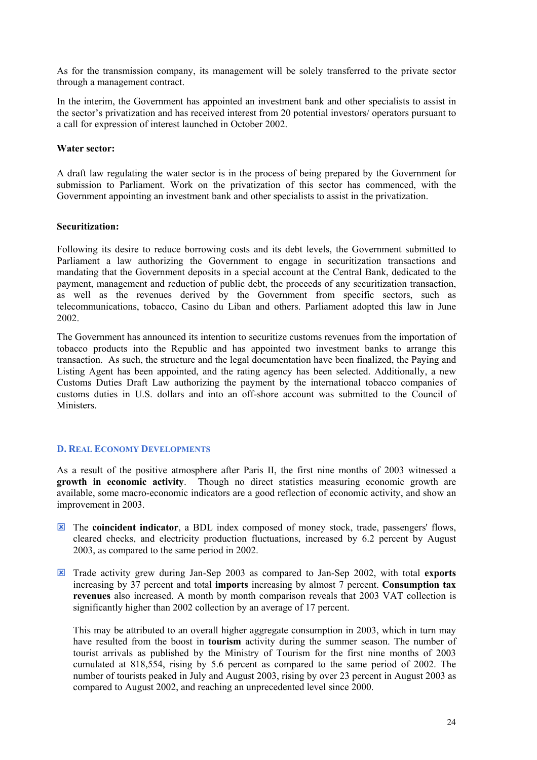As for the transmission company, its management will be solely transferred to the private sector through a management contract.

In the interim, the Government has appointed an investment bank and other specialists to assist in the sector's privatization and has received interest from 20 potential investors/ operators pursuant to a call for expression of interest launched in October 2002.

**Water sector:**

A draft law regulating the water sector is in the process of being prepared by the Government for submission to Parliament. Work on the privatization of this sector has commenced, with the Government appointing an investment bank and other specialists to assist in the privatization.

**Securitization:**

Following its desire to reduce borrowing costs and its debt levels, the Government submitted to Parliament a law authorizing the Government to engage in securitization transactions and mandating that the Government deposits in a special account at the Central Bank, dedicated to the payment, management and reduction of public debt, the proceeds of any securitization transaction, as well as the revenues derived by the Government from specific sectors, such as telecommunications, tobacco, Casino du Liban and others. Parliament adopted this law in June 2002.

The Government has announced its intention to securitize customs revenues from the importation of tobacco products into the Republic and has appointed two investment banks to arrange this transaction. As such, the structure and the legal documentation have been finalized, the Paying and Listing Agent has been appointed, and the rating agency has been selected. Additionally, a new Customs Duties Draft Law authorizing the payment by the international tobacco companies of customs duties in U.S. dollars and into an off-shore account was submitted to the Council of Ministers.

## D. Real Economy Developments

As a result of the positive atmosphere after Paris II, the first nine months of 2003 witnessed a **growth in economic activity**. Though no direct statistics measuring economic growth are available, some macro-economic indicators are a good reflection of economic activity, and show an improvement in 2003.

- The **coincident indicator**, a BDL index composed of money stock, trade, passengers' flows, cleared checks, and electricity production fluctuations, increased by 6.2 percent by August 2003, as compared to the same period in 2002.

- Trade activity grew during Jan-Sep 2003 as compared to Jan-Sep 2002, with total **exports** increasing by 37 percent and total **imports** increasing by almost 7 percent. **Consumption tax revenues** also increased. A month by month comparison reveals that 2003 VAT collection is significantly higher than 2002 collection by an average of 17 percent.

  This may be attributed to an overall higher aggregate consumption in 2003, which in turn may have resulted from the boost in **tourism** activity during the summer season. The number of tourist arrivals as published by the Ministry of Tourism for the first nine months of 2003 cumulated at 818,554, rising by 5.6 percent as compared to the same period of 2002. The number of tourists peaked in July and August 2003, rising by over 23 percent in August 2003 as compared to August 2002, and reaching an unprecedented level since 2000.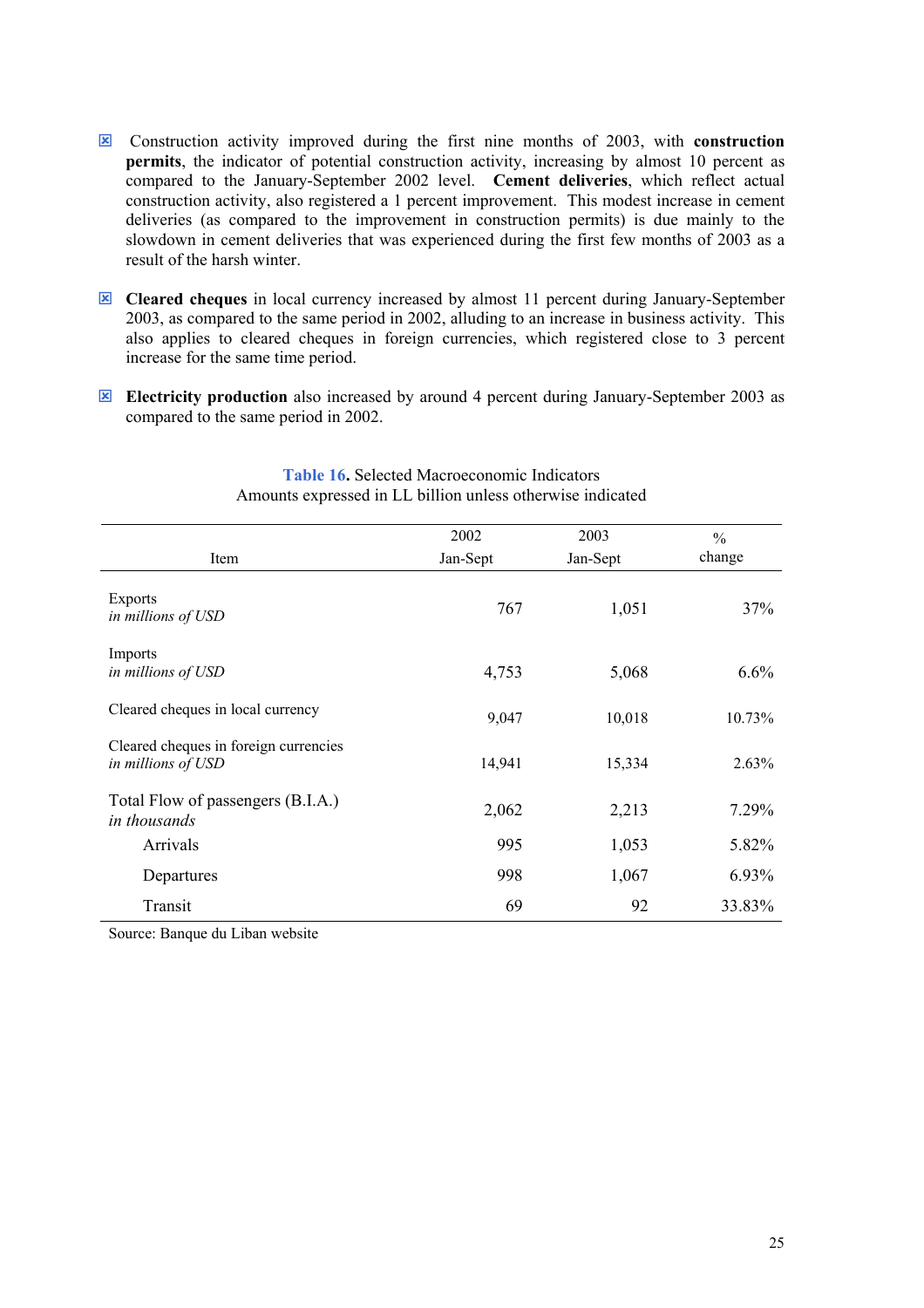- Construction activity improved during the first nine months of 2003, with **construction permits**, the indicator of potential construction activity, increasing by almost 10 percent as compared to the January-September 2002 level. **Cement deliveries**, which reflect actual construction activity, also registered a 1 percent improvement. This modest increase in cement deliveries (as compared to the improvement in construction permits) is due mainly to the slowdown in cement deliveries that was experienced during the first few months of 2003 as a result of the harsh winter.

- **Cleared cheques** in local currency increased by almost 11 percent during January-September 2003, as compared to the same period in 2002, alluding to an increase in business activity. This also applies to cleared cheques in foreign currencies, which registered close to 3 percent increase for the same time period.

- **Electricity production** also increased by around 4 percent during January-September 2003 as compared to the same period in 2002.

**Table 16.** Selected Macroeconomic Indicators
Amounts expressed in LL billion unless otherwise indicated

| Item | 2002 Jan-Sept | 2003 Jan-Sept | % change |
|---|---|---|---|
| Exports *in millions of USD* | 767 | 1,051 | 37% |
| Imports *in millions of USD* | 4,753 | 5,068 | 6.6% |
| Cleared cheques in local currency | 9,047 | 10,018 | 10.73% |
| Cleared cheques in foreign currencies *in millions of USD* | 14,941 | 15,334 | 2.63% |
| Total Flow of passengers (B.I.A.) *in thousands* | 2,062 | 2,213 | 7.29% |
| Arrivals | 995 | 1,053 | 5.82% |
| Departures | 998 | 1,067 | 6.93% |
| Transit | 69 | 92 | 33.83% |

Source: Banque du Liban website